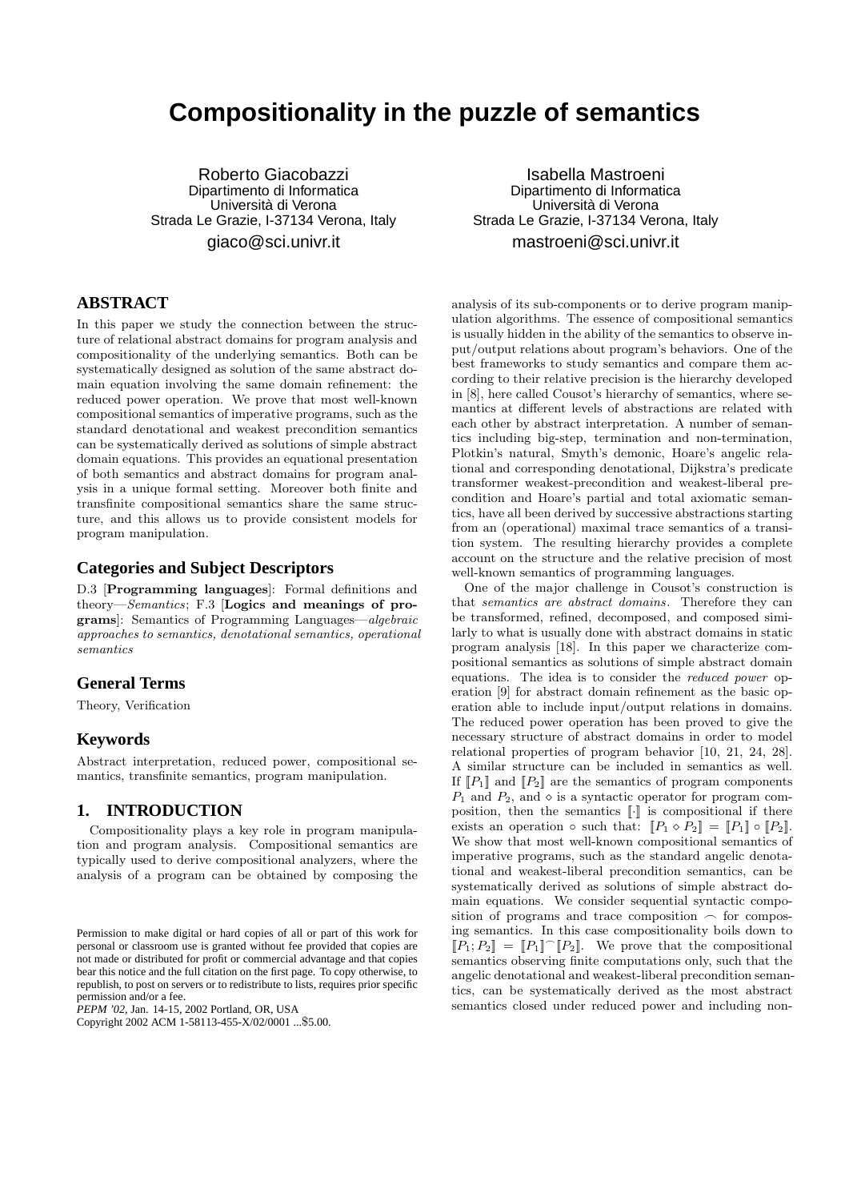# Compositionality in the puzzle of semantics

Roberto Giacobazzi
Dipartimento di Informatica
Università di Verona
Strada Le Grazie, I-37134 Verona, Italy
giaco@sci.univr.it

Isabella Mastroeni
Dipartimento di Informatica
Università di Verona
Strada Le Grazie, I-37134 Verona, Italy
mastroeni@sci.univr.it

## ABSTRACT

In this paper we study the connection between the structure of relational abstract domains for program analysis and compositionality of the underlying semantics. Both can be systematically designed as solution of the same abstract domain equation involving the same domain refinement: the reduced power operation. We prove that most well-known compositional semantics of imperative programs, such as the standard denotational and weakest precondition semantics can be systematically derived as solutions of simple abstract domain equations. This provides an equational presentation of both semantics and abstract domains for program analysis in a unique formal setting. Moreover both finite and transfinite compositional semantics share the same structure, and this allows us to provide consistent models for program manipulation.

### Categories and Subject Descriptors

D.3 [**Programming languages**]: Formal definitions and theory—*Semantics*; F.3 [**Logics and meanings of programs**]: Semantics of Programming Languages—*algebraic approaches to semantics, denotational semantics, operational semantics*

### General Terms

Theory, Verification

### Keywords

Abstract interpretation, reduced power, compositional semantics, transfinite semantics, program manipulation.

## 1. INTRODUCTION

Compositionality plays a key role in program manipulation and program analysis. Compositional semantics are typically used to derive compositional analyzers, where the analysis of a program can be obtained by composing the analysis of its sub-components or to derive program manipulation algorithms. The essence of compositional semantics is usually hidden in the ability of the semantics to observe input/output relations about program's behaviors. One of the best frameworks to study semantics and compare them according to their relative precision is the hierarchy developed in [8], here called Cousot's hierarchy of semantics, where semantics at different levels of abstractions are related with each other by abstract interpretation. A number of semantics including big-step, termination and non-termination, Plotkin's natural, Smyth's demonic, Hoare's angelic relational and corresponding denotational, Dijkstra's predicate transformer weakest-precondition and weakest-liberal precondition and Hoare's partial and total axiomatic semantics, have all been derived by successive abstractions starting from an (operational) maximal trace semantics of a transition system. The resulting hierarchy provides a complete account on the structure and the relative precision of most well-known semantics of programming languages.

One of the major challenge in Cousot's construction is that *semantics are abstract domains*. Therefore they can be transformed, refined, decomposed, and composed similarly to what is usually done with abstract domains in static program analysis [18]. In this paper we characterize compositional semantics as solutions of simple abstract domain equations. The idea is to consider the *reduced power* operation [9] for abstract domain refinement as the basic operation able to include input/output relations in domains. The reduced power operation has been proved to give the necessary structure of abstract domains in order to model relational properties of program behavior [10, 21, 24, 28]. A similar structure can be included in semantics as well. If $[\![P_1]\!]$ and $[\![P_2]\!]$ are the semantics of program components $P_1$ and $P_2$, and $\diamond$ is a syntactic operator for program composition, then the semantics $[\![\cdot]\!]$ is compositional if there exists an operation $\circ$ such that: $[\![P_1 \diamond P_2]\!] = [\![P_1]\!] \circ [\![P_2]\!]$. We show that most well-known compositional semantics of imperative programs, such as the standard angelic denotational and weakest-liberal precondition semantics, can be systematically derived as solutions of simple abstract domain equations. We consider sequential syntactic composition of programs and trace composition $\frown$ for composing semantics. In this case compositionality boils down to $[\![P_1; P_2]\!] = [\![P_1]\!] \frown [\![P_2]\!]$. We prove that the compositional semantics observing finite computations only, such that the angelic denotational and weakest-liberal precondition semantics, can be systematically derived as the most abstract semantics closed under reduced power and including non-

Permission to make digital or hard copies of all or part of this work for personal or classroom use is granted without fee provided that copies are not made or distributed for profit or commercial advantage and that copies bear this notice and the full citation on the first page. To copy otherwise, to republish, to post on servers or to redistribute to lists, requires prior specific permission and/or a fee.
*PEPM '02*, Jan. 14-15, 2002 Portland, OR, USA
Copyright 2002 ACM 1-58113-455-X/02/0001 ...$5.00.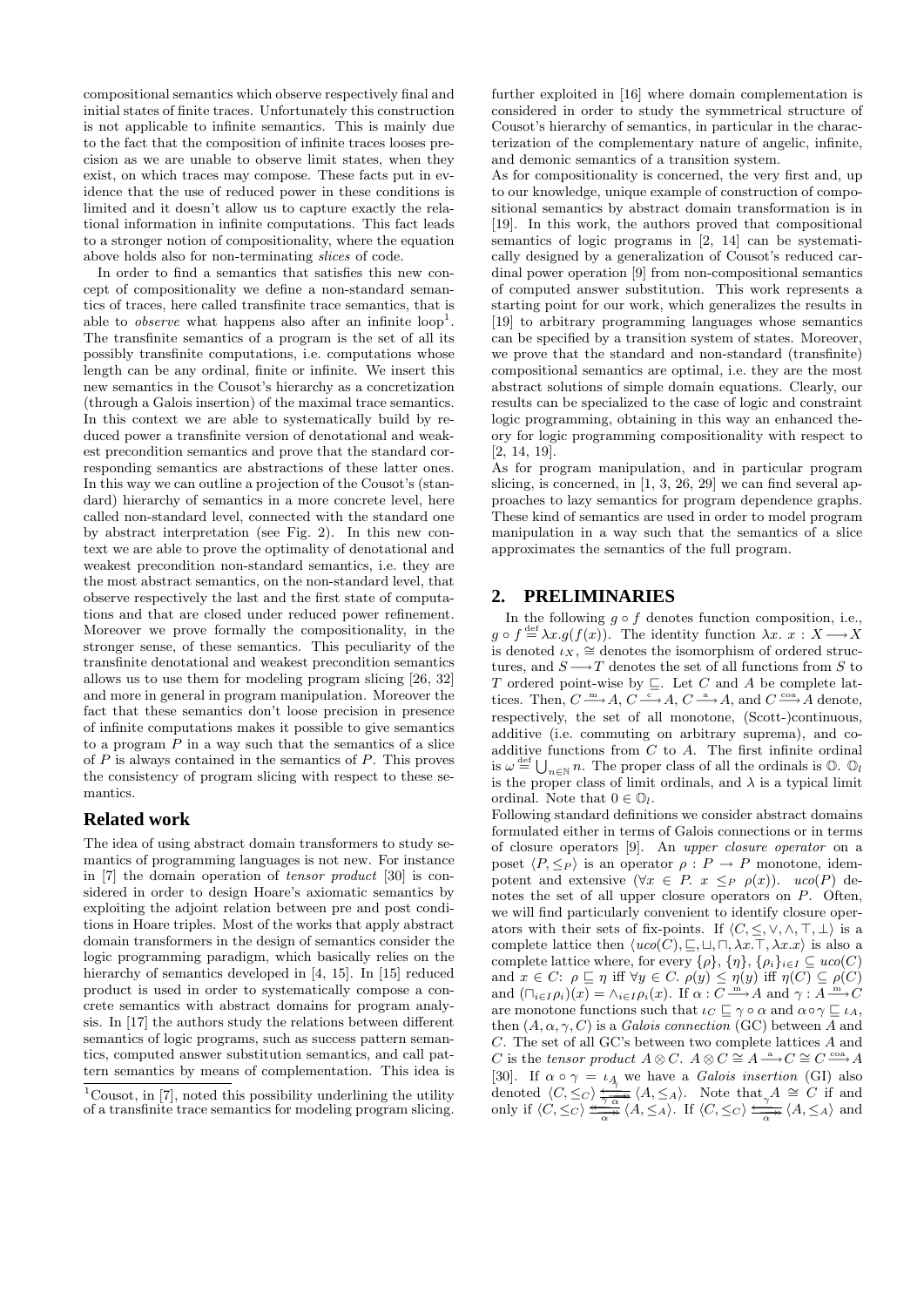compositional semantics which observe respectively final and initial states of finite traces. Unfortunately this construction is not applicable to infinite semantics. This is mainly due to the fact that the composition of infinite traces looses precision as we are unable to observe limit states, when they exist, on which traces may compose. These facts put in evidence that the use of reduced power in these conditions is limited and it doesn't allow us to capture exactly the relational information in infinite computations. This fact leads to a stronger notion of compositionality, where the equation above holds also for non-terminating *slices* of code.

In order to find a semantics that satisfies this new concept of compositionality we define a non-standard semantics of traces, here called transfinite trace semantics, that is able to *observe* what happens also after an infinite loop[1]. The transfinite semantics of a program is the set of all its possibly transfinite computations, i.e. computations whose length can be any ordinal, finite or infinite. We insert this new semantics in the Cousot's hierarchy as a concretization (through a Galois insertion) of the maximal trace semantics. In this context we are able to systematically build by reduced power a transfinite version of denotational and weakest precondition semantics and prove that the standard corresponding semantics are abstractions of these latter ones. In this way we can outline a projection of the Cousot's (standard) hierarchy of semantics in a more concrete level, here called non-standard level, connected with the standard one by abstract interpretation (see Fig. 2). In this new context we are able to prove the optimality of denotational and weakest precondition non-standard semantics, i.e. they are the most abstract semantics, on the non-standard level, that observe respectively the last and the first state of computations and that are closed under reduced power refinement. Moreover we prove formally the compositionality, in the stronger sense, of these semantics. This peculiarity of the transfinite denotational and weakest precondition semantics allows us to use them for modeling program slicing [26, 32] and more in general in program manipulation. Moreover the fact that these semantics don't loose precision in presence of infinite computations makes it possible to give semantics to a program $P$ in a way such that the semantics of a slice of $P$ is always contained in the semantics of $P$. This proves the consistency of program slicing with respect to these semantics.

### Related work

The idea of using abstract domain transformers to study semantics of programming languages is not new. For instance in [7] the domain operation of *tensor product* [30] is considered in order to design Hoare's axiomatic semantics by exploiting the adjoint relation between pre and post conditions in Hoare triples. Most of the works that apply abstract domain transformers in the design of semantics consider the logic programming paradigm, which basically relies on the hierarchy of semantics developed in [4, 15]. In [15] reduced product is used in order to systematically compose a concrete semantics with abstract domains for program analysis. In [17] the authors study the relations between different semantics of logic programs, such as success pattern semantics, computed answer substitution semantics, and call pattern semantics by means of complementation. This idea is further exploited in [16] where domain complementation is considered in order to study the symmetrical structure of Cousot's hierarchy of semantics, in particular in the characterization of the complementary nature of angelic, infinite, and demonic semantics of a transition system.

As for compositionality is concerned, the very first and, up to our knowledge, unique example of construction of compositional semantics by abstract domain transformation is in [19]. In this work, the authors proved that compositional semantics of logic programs in [2, 14] can be systematically designed by a generalization of Cousot's reduced cardinal power operation [9] from non-compositional semantics of computed answer substitution. This work represents a starting point for our work, which generalizes the results in [19] to arbitrary programming languages whose semantics can be specified by a transition system of states. Moreover, we prove that the standard and non-standard (transfinite) compositional semantics are optimal, i.e. they are the most abstract solutions of simple domain equations. Clearly, our results can be specialized to the case of logic and constraint logic programming, obtaining in this way an enhanced theory for logic programming compositionality with respect to [2, 14, 19].

As for program manipulation, and in particular program slicing, is concerned, in [1, 3, 26, 29] we can find several approaches to lazy semantics for program dependence graphs. These kind of semantics are used in order to model program manipulation in a way such that the semantics of a slice approximates the semantics of the full program.

## 2. PRELIMINARIES

In the following $g \circ f$ denotes function composition, i.e., $g \circ f \stackrel{\text{def}}{=} \lambda x.g(f(x))$. The identity function $\lambda x.\ x : X \longrightarrow X$ is denoted $\iota_X$, $\cong$ denotes the isomorphism of ordered structures, and $S \longrightarrow T$ denotes the set of all functions from $S$ to $T$ ordered point-wise by $\sqsubseteq$. Let $C$ and $A$ be complete lattices. Then, $C \xrightarrow{\text{m}} A$, $C \xrightarrow{\text{c}} A$, $C \xrightarrow{\text{a}} A$, and $C \xrightarrow{\text{coa}} A$ denote, respectively, the set of all monotone, (Scott-)continuous, additive (i.e. commuting on arbitrary suprema), and co-additive functions from $C$ to $A$. The first infinite ordinal is $\omega \stackrel{\text{def}}{=} \bigcup_{n \in \mathbb{N}} n$. The proper class of all the ordinals is $\mathbb{O}$. $\mathbb{O}_l$ is the proper class of limit ordinals, and $\lambda$ is a typical limit ordinal. Note that $0 \in \mathbb{O}_l$.

Following standard definitions we consider abstract domains formulated either in terms of Galois connections or in terms of closure operators [9]. An *upper closure operator* on a poset $\langle P, \leq_P \rangle$ is an operator $\rho : P \rightarrow P$ monotone, idempotent and extensive ($\forall x \in P.\ x \leq_P \rho(x)$). $uco(P)$ denotes the set of all upper closure operators on $P$. Often, we will find particularly convenient to identify closure operators with their sets of fix-points. If $\langle C, \leq, \vee, \wedge, \top, \bot \rangle$ is a complete lattice then $\langle uco(C), \sqsubseteq, \sqcup, \sqcap, \lambda x.\top, \lambda x.x \rangle$ is also a complete lattice where, for every $\{\rho\}, \{\eta\}, \{\rho_i\}_{i \in I} \subseteq uco(C)$ and $x \in C$: $\rho \sqsubseteq \eta$ iff $\forall y \in C.\ \rho(y) \leq \eta(y)$ iff $\eta(C) \subseteq \rho(C)$ and $(\sqcap_{i \in I} \rho_i)(x) = \wedge_{i \in I} \rho_i(x)$. If $\alpha : C \xrightarrow{\text{m}} A$ and $\gamma : A \xrightarrow{\text{m}} C$ are monotone functions such that $\iota_C \sqsubseteq \gamma \circ \alpha$ and $\alpha \circ \gamma \sqsubseteq \iota_A$, then $(A, \alpha, \gamma, C)$ is a *Galois connection* (GC) between $A$ and $C$. The set of all GC's between two complete lattices $A$ and $C$ is the *tensor product* $A \otimes C$. $A \otimes C \cong A \xrightarrow{\text{a}} C \cong C \xrightarrow{\text{coa}} A$ [30]. If $\alpha \circ \gamma = \iota_A$ we have a *Galois insertion* (GI) also denoted $\langle C, \leq_C \rangle \underset{\alpha}{\overset{\gamma}{\leftrightarrows}} \langle A, \leq_A \rangle$. Note that $A \cong C$ if and only if $\langle C, \leq_C \rangle \underset{\alpha}{\overset{\gamma}{\leftrightarrows}} \langle A, \leq_A \rangle$. If $\langle C, \leq_C \rangle \underset{\alpha}{\overset{\gamma}{\leftrightarrows}} \langle A, \leq_A \rangle$ and

[1] Cousot, in [7], noted this possibility underlining the utility of a transfinite trace semantics for modeling program slicing.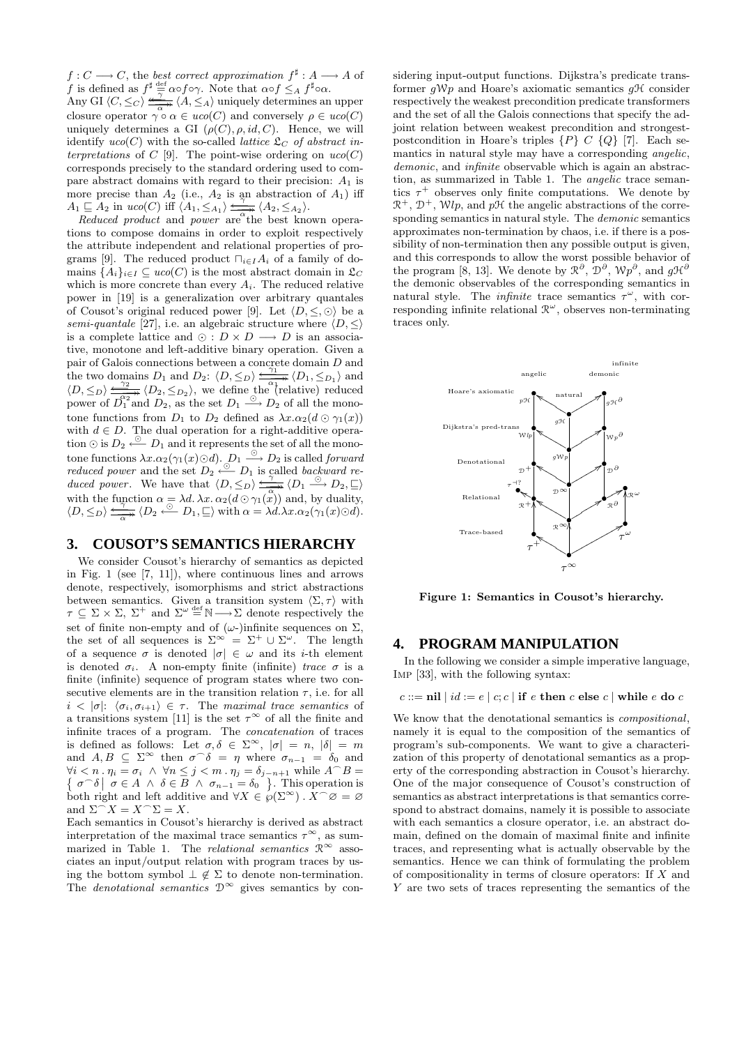$f : C \longrightarrow C$, the *best correct approximation* $f^\sharp : A \longrightarrow A$ of $f$ is defined as $f^\sharp \stackrel{\text{def}}{=} \alpha \circ f \circ \gamma$. Note that $\alpha \circ f \leq_A f^\sharp \circ \alpha$.

Any GI $\langle C, \leq_C \rangle \underset{\alpha}{\overset{\gamma}{\leftrightarrows}} \langle A, \leq_A \rangle$ uniquely determines an upper closure operator $\gamma \circ \alpha \in uco(C)$ and conversely $\rho \in uco(C)$ uniquely determines a GI $(\rho(C), \rho, id, C)$. Hence, we will identify $uco(C)$ with the so-called *lattice* $\mathfrak{L}_C$ *of abstract interpretations* of $C$ [9]. The point-wise ordering on $uco(C)$ corresponds precisely to the standard ordering used to compare abstract domains with regard to their precision: $A_1$ is more precise than $A_2$ (i.e., $A_2$ is an abstraction of $A_1$) iff $A_1 \sqsubseteq A_2$ in $uco(C)$ iff $\langle A_1, \leq_{A_1} \rangle \underset{\alpha}{\overset{\gamma}{\leftrightarrows}} \langle A_2, \leq_{A_2} \rangle$.

*Reduced product* and *power* are the best known operations to compose domains in order to exploit respectively the attribute independent and relational properties of programs [9]. The reduced product $\sqcap_{i \in I} A_i$ of a family of domains $\{A_i\}_{i \in I} \subseteq uco(C)$ is the most abstract domain in $\mathfrak{L}_C$ which is more concrete than every $A_i$. The reduced relative power in [19] is a generalization over arbitrary quantales of Cousot's original reduced power [9]. Let $\langle D, \leq, \odot \rangle$ be a *semi-quantale* [27], i.e. an algebraic structure where $\langle D, \leq \rangle$ is a complete lattice and $\odot : D \times D \longrightarrow D$ is an associative, monotone and left-additive binary operation. Given a pair of Galois connections between a concrete domain $D$ and the two domains $D_1$ and $D_2$: $\langle D, \leq_D \rangle \underset{\alpha_1}{\overset{\gamma_1}{\leftrightarrows}} \langle D_1, \leq_{D_1} \rangle$ and $\langle D, \leq_D \rangle \underset{\alpha_2}{\overset{\gamma_2}{\leftrightarrows}} \langle D_2, \leq_{D_2} \rangle$, we define the (relative) reduced power of $D_1$ and $D_2$, as the set $D_1 \stackrel{\odot}{\longrightarrow} D_2$ of all the monotone functions from $D_1$ to $D_2$ defined as $\lambda x. \alpha_2(d \odot \gamma_1(x))$ with $d \in D$. The dual operation for a right-additive operation $\odot$ is $D_2 \stackrel{\odot}{\longleftarrow} D_1$ and it represents the set of all the monotone functions $\lambda x. \alpha_2(\gamma_1(x) \odot d)$. $D_1 \stackrel{\odot}{\longrightarrow} D_2$ is called *forward reduced power* and the set $D_2 \stackrel{\odot}{\longleftarrow} D_1$ is called *backward reduced power*. We have that $\langle D, \leq_D \rangle \underset{\alpha}{\overset{\gamma}{\leftrightarrows}} \langle D_1 \stackrel{\odot}{\longrightarrow} D_2, \sqsubseteq \rangle$ with the function $\alpha = \lambda d. \lambda x. \alpha_2(d \odot \gamma_1(x))$ and, by duality, $\langle D, \leq_D \rangle \underset{\alpha}{\overset{\gamma}{\leftrightarrows}} \langle D_2 \stackrel{\odot}{\longleftarrow} D_1, \sqsubseteq \rangle$ with $\alpha = \lambda d. \lambda x. \alpha_2(\gamma_1(x) \odot d)$.

## 3. COUSOT'S SEMANTICS HIERARCHY

We consider Cousot's hierarchy of semantics as depicted in Fig. 1 (see [7, 11]), where continuous lines and arrows denote, respectively, isomorphisms and strict abstractions between semantics. Given a transition system $\langle \Sigma, \tau \rangle$ with $\tau \subseteq \Sigma \times \Sigma$, $\Sigma^+$ and $\Sigma^\omega \stackrel{\text{def}}{=} \mathbb{N} \longrightarrow \Sigma$ denote respectively the set of finite non-empty and of ($\omega$-)infinite sequences on $\Sigma$, the set of all sequences is $\Sigma^\infty = \Sigma^+ \cup \Sigma^\omega$. The length of a sequence $\sigma$ is denoted $|\sigma| \in \omega$ and its $i$-th element is denoted $\sigma_i$. A non-empty finite (infinite) *trace* $\sigma$ is a finite (infinite) sequence of program states where two consecutive elements are in the transition relation $\tau$, i.e. for all $i < |\sigma|$: $\langle \sigma_i, \sigma_{i+1} \rangle \in \tau$. The *maximal trace semantics* of a transitions system [11] is the set $\tau^\infty$ of all the finite and infinite traces of a program. The *concatenation* of traces is defined as follows: Let $\sigma, \delta \in \Sigma^\infty$, $|\sigma| = n$, $|\delta| = m$ and $A, B \subseteq \Sigma^\infty$ then $\sigma^\frown\delta = \eta$ where $\sigma_{n-1} = \delta_0$ and $\forall i < n \,.\, \eta_i = \sigma_i \;\wedge\; \forall n \leq j < m \,.\, \eta_j = \delta_{j-n+1}$ while $A^\frown B = \left\{ \sigma^\frown\delta \,\middle|\, \sigma \in A \;\wedge\; \delta \in B \;\wedge\; \sigma_{n-1} = \delta_0 \right\}$. This operation is both right and left additive and $\forall X \in \wp(\Sigma^\infty) \,.\, X^\frown\varnothing = \varnothing$ and $\Sigma^\frown X = X^\frown\Sigma = X$.

Each semantics in Cousot's hierarchy is derived as abstract interpretation of the maximal trace semantics $\tau^\infty$, as summarized in Table 1. The *relational semantics* $\mathcal{R}^\infty$ associates an input/output relation with program traces by using the bottom symbol $\perp \notin \Sigma$ to denote non-termination. The *denotational semantics* $\mathcal{D}^\infty$ gives semantics by considering input-output functions. Dijkstra's predicate transformer $g\mathcal{W}p$ and Hoare's axiomatic semantics $g\mathcal{H}$ consider respectively the weakest precondition predicate transformers and the set of all the Galois connections that specify the adjoint relation between weakest precondition and strongest-postcondition in Hoare's triples $\{P\}$ $C$ $\{Q\}$ [7]. Each semantics in natural style may have a corresponding *angelic*, *demonic*, and *infinite* observable which is again an abstraction, as summarized in Table 1. The *angelic* trace semantics $\tau^+$ observes only finite computations. We denote by $\mathcal{R}^+$, $\mathcal{D}^+$, $\mathcal{W}lp$, and $p\mathcal{H}$ the angelic abstractions of the corresponding semantics in natural style. The *demonic* semantics approximates non-termination by chaos, i.e. if there is a possibility of non-termination then any possible output is given, and this corresponds to allow the worst possible behavior of the program [8, 13]. We denote by $\mathcal{R}^\partial$, $\mathcal{D}^\partial$, $\mathcal{W}p^\partial$, and $g\mathcal{H}^\partial$ the demonic observables of the corresponding semantics in natural style. The *infinite* trace semantics $\tau^\omega$, with corresponding infinite relational $\mathcal{R}^\omega$, observes non-terminating traces only.

**Figure 1: Semantics in Cousot's hierarchy.**

## 4. PROGRAM MANIPULATION

In the following we consider a simple imperative language, IMP [33], with the following syntax:

$$c ::= \textbf{nil} \mid id := e \mid c; c \mid \textbf{if } e \textbf{ then } c \textbf{ else } c \mid \textbf{while } e \textbf{ do } c$$

We know that the denotational semantics is *compositional*, namely it is equal to the composition of the semantics of program's sub-components. We want to give a characterization of this property of denotational semantics as a property of the corresponding abstraction in Cousot's hierarchy. One of the major consequence of Cousot's construction of semantics as abstract interpretations is that semantics correspond to abstract domains, namely it is possible to associate with each semantics a closure operator, i.e. an abstract domain, defined on the domain of maximal finite and infinite traces, and representing what is actually observable by the semantics. Hence we can think of formulating the problem of compositionality in terms of closure operators: If $X$ and $Y$ are two sets of traces representing the semantics of the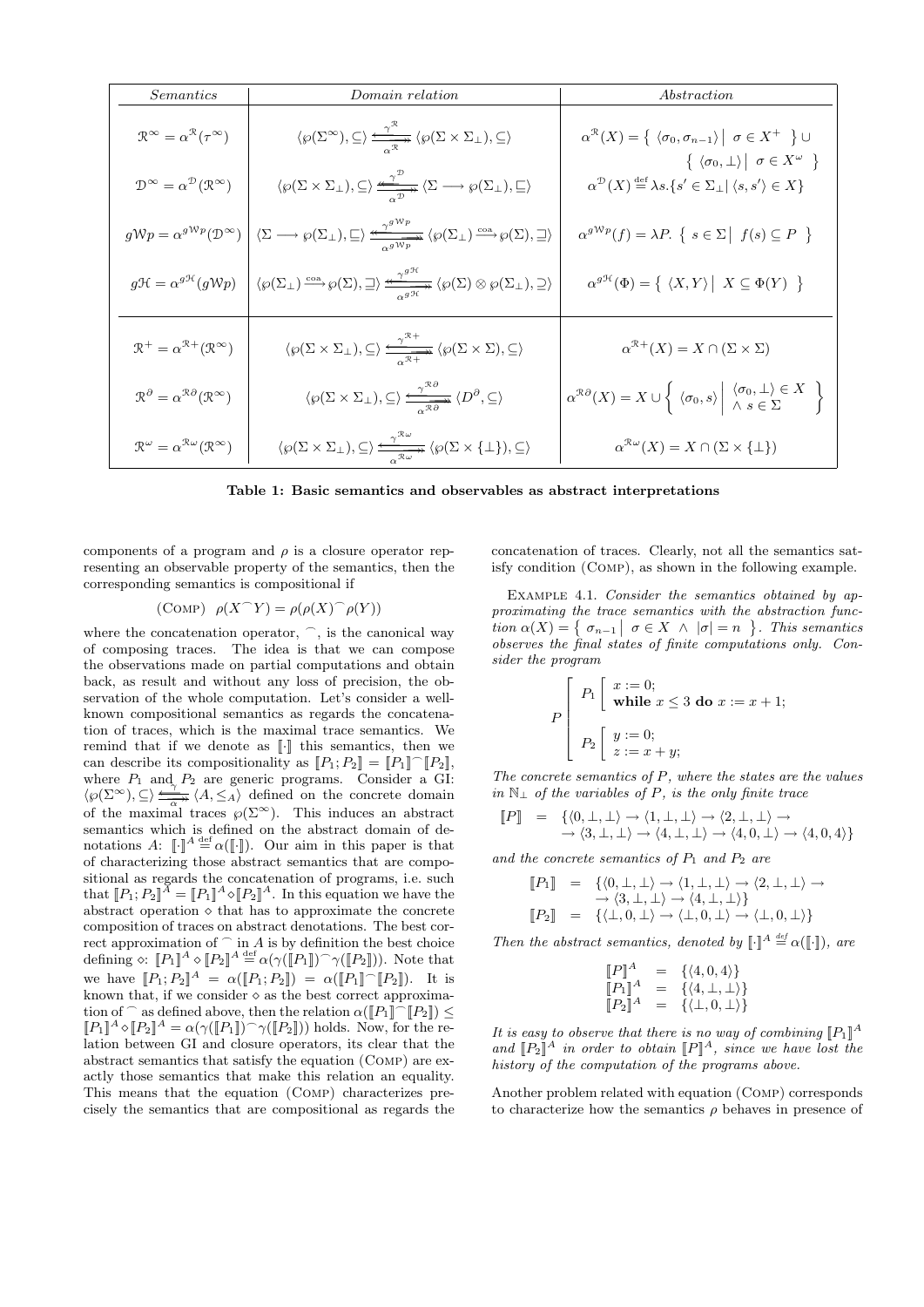| *Semantics* | *Domain relation* | *Abstraction* |
|---|---|---|
| $\mathcal{R}^\infty = \alpha^{\mathcal{R}}(\tau^\infty)$ | $\langle \wp(\Sigma^\infty), \subseteq \rangle \underset{\alpha^{\mathcal{R}}}{\overset{\gamma^{\mathcal{R}}}{\longleftrightarrow}} \langle \wp(\Sigma \times \Sigma_\perp), \subseteq \rangle$ | $\alpha^{\mathcal{R}}(X) = \{ \langle \sigma_0, \sigma_{n-1} \rangle \mid \sigma \in X^+ \} \cup \{ \langle \sigma_0, \perp \rangle \mid \sigma \in X^\omega \}$ |
| $\mathcal{D}^\infty = \alpha^{\mathcal{D}}(\mathcal{R}^\infty)$ | $\langle \wp(\Sigma \times \Sigma_\perp), \subseteq \rangle \underset{\alpha^{\mathcal{D}}}{\overset{\gamma^{\mathcal{D}}}{\longleftrightarrow}} \langle \Sigma \longrightarrow \wp(\Sigma_\perp), \sqsubseteq \rangle$ | $\alpha^{\mathcal{D}}(X) \stackrel{\text{def}}{=} \lambda s.\{ s' \in \Sigma_\perp \mid \langle s, s' \rangle \in X \}$ |
| $g\mathcal{W}p = \alpha^{g\mathcal{W}p}(\mathcal{D}^\infty)$ | $\langle \Sigma \longrightarrow \wp(\Sigma_\perp), \sqsubseteq \rangle \underset{\alpha^{g\mathcal{W}p}}{\overset{\gamma^{g\mathcal{W}p}}{\longleftrightarrow}} \langle \wp(\Sigma_\perp) \xrightarrow{\text{coa}} \wp(\Sigma), \supseteq \rangle$ | $\alpha^{g\mathcal{W}p}(f) = \lambda P.\ \{ s \in \Sigma \mid f(s) \subseteq P \}$ |
| $g\mathcal{H} = \alpha^{g\mathcal{H}}(g\mathcal{W}p)$ | $\langle \wp(\Sigma_\perp) \xrightarrow{\text{coa}} \wp(\Sigma), \supseteq \rangle \underset{\alpha^{g\mathcal{H}}}{\overset{\gamma^{g\mathcal{H}}}{\longleftrightarrow}} \langle \wp(\Sigma) \otimes \wp(\Sigma_\perp), \supseteq \rangle$ | $\alpha^{g\mathcal{H}}(\Phi) = \{ \langle X, Y \rangle \mid X \subseteq \Phi(Y) \}$ |
| $\mathcal{R}^+ = \alpha^{\mathcal{R}+}(\mathcal{R}^\infty)$ | $\langle \wp(\Sigma \times \Sigma_\perp), \subseteq \rangle \underset{\alpha^{\mathcal{R}+}}{\overset{\gamma^{\mathcal{R}+}}{\longleftrightarrow}} \langle \wp(\Sigma \times \Sigma), \subseteq \rangle$ | $\alpha^{\mathcal{R}+}(X) = X \cap (\Sigma \times \Sigma)$ |
| $\mathcal{R}^\partial = \alpha^{\mathcal{R}\partial}(\mathcal{R}^\infty)$ | $\langle \wp(\Sigma \times \Sigma_\perp), \subseteq \rangle \underset{\alpha^{\mathcal{R}\partial}}{\overset{\gamma^{\mathcal{R}\partial}}{\longleftrightarrow}} \langle D^\partial, \subseteq \rangle$ | $\alpha^{\mathcal{R}\partial}(X) = X \cup \left\{ \langle \sigma_0, s \rangle \,\middle|\, \begin{array}{l} \langle \sigma_0, \perp \rangle \in X \\ \wedge\ s \in \Sigma \end{array} \right\}$ |
| $\mathcal{R}^\omega = \alpha^{\mathcal{R}\omega}(\mathcal{R}^\infty)$ | $\langle \wp(\Sigma \times \Sigma_\perp), \subseteq \rangle \underset{\alpha^{\mathcal{R}\omega}}{\overset{\gamma^{\mathcal{R}\omega}}{\longleftrightarrow}} \langle \wp(\Sigma \times \{\perp\}), \subseteq \rangle$ | $\alpha^{\mathcal{R}\omega}(X) = X \cap (\Sigma \times \{\perp\})$ |

**Table 1: Basic semantics and observables as abstract interpretations**

components of a program and $\rho$ is a closure operator representing an observable property of the semantics, then the corresponding semantics is compositional if

$$(\text{Comp})\quad \rho(X^\frown Y) = \rho(\rho(X)^\frown \rho(Y))$$

where the concatenation operator, $^\frown$, is the canonical way of composing traces. The idea is that we can compose the observations made on partial computations and obtain back, as result and without any loss of precision, the observation of the whole computation. Let's consider a well-known compositional semantics as regards the concatenation of traces, which is the maximal trace semantics. We remind that if we denote as $[\![\cdot]\!]$ this semantics, then we can describe its compositionality as $[\![P_1;P_2]\!] = [\![P_1]\!]^\frown [\![P_2]\!]$, where $P_1$ and $P_2$ are generic programs. Consider a GI: $\langle \wp(\Sigma^\infty), \subseteq \rangle \underset{\alpha}{\overset{\gamma}{\longleftrightarrow}} \langle A, \leq_A \rangle$ defined on the concrete domain of the maximal traces $\wp(\Sigma^\infty)$. This induces an abstract semantics which is defined on the abstract domain of denotations $A$: $[\![\cdot]\!]^A \stackrel{\text{def}}{=} \alpha([\![\cdot]\!])$. Our aim in this paper is that of characterizing those abstract semantics that are compositional as regards the concatenation of programs, i.e. such that $[\![P_1;P_2]\!]^A = [\![P_1]\!]^A \diamond [\![P_2]\!]^A$. In this equation we have the abstract operation $\diamond$ that has to approximate the concrete composition of traces on abstract denotations. The best correct approximation of $^\frown$ in $A$ is by definition the best choice defining $\diamond$: $[\![P_1]\!]^A \diamond [\![P_2]\!]^A \stackrel{\text{def}}{=} \alpha(\gamma([\![P_1]\!])^\frown \gamma([\![P_2]\!]))$. Note that we have $[\![P_1;P_2]\!]^A = \alpha([\![P_1;P_2]\!]) = \alpha([\![P_1]\!]^\frown [\![P_2]\!])$. It is known that, if we consider $\diamond$ as the best correct approximation of $^\frown$ as defined above, then the relation $\alpha([\![P_1]\!]^\frown [\![P_2]\!]) \leq [\![P_1]\!]^A \diamond [\![P_2]\!]^A = \alpha(\gamma([\![P_1]\!])^\frown \gamma([\![P_2]\!]))$ holds. Now, for the relation between GI and closure operators, its clear that the abstract semantics that satisfy the equation (Comp) are exactly those semantics that make this relation an equality. This means that the equation (Comp) characterizes precisely the semantics that are compositional as regards the concatenation of traces. Clearly, not all the semantics satisfy condition (Comp), as shown in the following example.

Example 4.1. *Consider the semantics obtained by approximating the trace semantics with the abstraction function $\alpha(X) = \{ \sigma_{n-1} \mid \sigma \in X \ \wedge\ |\sigma| = n \}$. This semantics observes the final states of finite computations only. Consider the program*

$$P \left[ \begin{array}{l} P_1 \left[ \begin{array}{l} x := 0; \\ \textbf{while } x \leq 3 \textbf{ do } x := x + 1; \end{array} \right. \\ P_2 \left[ \begin{array}{l} y := 0; \\ z := x + y; \end{array} \right. \end{array} \right.$$

*The concrete semantics of $P$, where the states are the values in $\mathbb{N}_\perp$ of the variables of $P$, is the only finite trace*

$$\begin{array}{rcl} [\![P]\!] & = & \{ \langle 0,\perp,\perp \rangle \rightarrow \langle 1,\perp,\perp \rangle \rightarrow \langle 2,\perp,\perp \rangle \rightarrow \\ & & \rightarrow \langle 3,\perp,\perp \rangle \rightarrow \langle 4,\perp,\perp \rangle \rightarrow \langle 4,0,\perp \rangle \rightarrow \langle 4,0,4 \rangle \} \end{array}$$

*and the concrete semantics of $P_1$ and $P_2$ are*

$$\begin{array}{rcl} [\![P_1]\!] & = & \{ \langle 0,\perp,\perp \rangle \rightarrow \langle 1,\perp,\perp \rangle \rightarrow \langle 2,\perp,\perp \rangle \rightarrow \\ & & \rightarrow \langle 3,\perp,\perp \rangle \rightarrow \langle 4,\perp,\perp \rangle \} \\ [\![P_2]\!] & = & \{ \langle \perp,0,\perp \rangle \rightarrow \langle \perp,0,\perp \rangle \rightarrow \langle \perp,0,\perp \rangle \} \end{array}$$

*Then the abstract semantics, denoted by $[\![\cdot]\!]^A \stackrel{\text{def}}{=} \alpha([\![\cdot]\!])$, are*

$$\begin{array}{rcl} [\![P]\!]^A & = & \{ \langle 4,0,4 \rangle \} \\ [\![P_1]\!]^A & = & \{ \langle 4,\perp,\perp \rangle \} \\ [\![P_2]\!]^A & = & \{ \langle \perp,0,\perp \rangle \} \end{array}$$

*It is easy to observe that there is no way of combining $[\![P_1]\!]^A$ and $[\![P_2]\!]^A$ in order to obtain $[\![P]\!]^A$, since we have lost the history of the computation of the programs above.*

Another problem related with equation (Comp) corresponds to characterize how the semantics $\rho$ behaves in presence of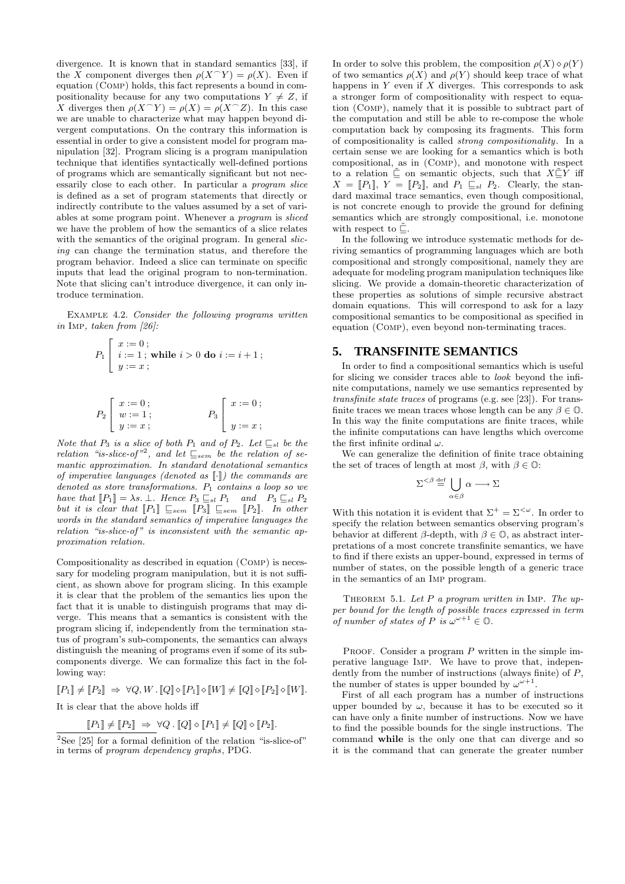divergence. It is known that in standard semantics [33], if the $X$ component diverges then $\rho(X^\frown Y) = \rho(X)$. Even if equation (Comp) holds, this fact represents a bound in compositionality because for any two computations $Y \neq Z$, if $X$ diverges then $\rho(X^\frown Y) = \rho(X) = \rho(X^\frown Z)$. In this case we are unable to characterize what may happen beyond divergent computations. On the contrary this information is essential in order to give a consistent model for program manipulation [32]. Program slicing is a program manipulation technique that identifies syntactically well-defined portions of programs which are semantically significant but not necessarily close to each other. In particular a *program slice* is defined as a set of program statements that directly or indirectly contribute to the values assumed by a set of variables at some program point. Whenever a *program* is *sliced* we have the problem of how the semantics of a slice relates with the semantics of the original program. In general *slicing* can change the termination status, and therefore the program behavior. Indeed a slice can terminate on specific inputs that lead the original program to non-termination. Note that slicing can't introduce divergence, it can only introduce termination.

Example 4.2. *Consider the following programs written in* Imp*, taken from [26]:*

$$P_1 \left[ \begin{array}{l} x := 0\,; \\ i := 1\,;\ \textbf{while}\ i > 0\ \textbf{do}\ i := i + 1\,; \\ y := x\,; \end{array} \right.$$

$$P_2 \left[ \begin{array}{l} x := 0\,; \\ w := 1\,; \\ y := x\,; \end{array} \right. \qquad P_3 \left[ \begin{array}{l} x := 0\,; \\ \\ y := x\,; \end{array} \right.$$

*Note that $P_3$ is a slice of both $P_1$ and of $P_2$. Let $\sqsubseteq_{sl}$ be the relation "is-slice-of"[2], and let $\sqsubseteq_{sem}$ be the relation of semantic approximation. In standard denotational semantics of imperative languages (denoted as $[\![\cdot]\!]$) the commands are denoted as store transformations. $P_1$ contains a loop so we have that $[\![P_1]\!] = \lambda s.\,\bot$. Hence $P_3 \sqsubseteq_{sl} P_1$ and $P_3 \sqsubseteq_{sl} P_2$ but it is clear that $[\![P_1]\!] \sqsubseteq_{sem} [\![P_3]\!] \sqsubseteq_{sem} [\![P_2]\!]$. In other words in the standard semantics of imperative languages the relation "is-slice-of" is inconsistent with the semantic approximation relation.*

Compositionality as described in equation (Comp) is necessary for modeling program manipulation, but it is not sufficient, as shown above for program slicing. In this example it is clear that the problem of the semantics lies upon the fact that it is unable to distinguish programs that may diverge. This means that a semantics is consistent with the program slicing if, independently from the termination status of program's sub-components, the semantics can always distinguish the meaning of programs even if some of its subcomponents diverge. We can formalize this fact in the following way:

$$[\![P_1]\!] \neq [\![P_2]\!] \;\Rightarrow\; \forall Q, W \,.\, [\![Q]\!] \diamond [\![P_1]\!] \diamond [\![W]\!] \neq [\![Q]\!] \diamond [\![P_2]\!] \diamond [\![W]\!].$$

It is clear that the above holds iff

$$[\![P_1]\!] \neq [\![P_2]\!] \;\Rightarrow\; \forall Q \,.\, [\![Q]\!] \diamond [\![P_1]\!] \neq [\![Q]\!] \diamond [\![P_2]\!].$$

[2] See [25] for a formal definition of the relation "is-slice-of" in terms of *program dependency graphs*, PDG.

In order to solve this problem, the composition $\rho(X) \diamond \rho(Y)$ of two semantics $\rho(X)$ and $\rho(Y)$ should keep trace of what happens in $Y$ even if $X$ diverges. This corresponds to ask a stronger form of compositionality with respect to equation (Comp), namely that it is possible to subtract part of the computation and still be able to re-compose the whole computation back by composing its fragments. This form of compositionality is called *strong compositionality*. In a certain sense we are looking for a semantics which is both compositional, as in (Comp), and monotone with respect to a relation $\tilde{\sqsubseteq}$ on semantic objects, such that $X \tilde{\sqsubseteq} Y$ iff $X = [\![P_1]\!]$, $Y = [\![P_2]\!]$, and $P_1 \sqsubseteq_{sl} P_2$. Clearly, the standard maximal trace semantics, even though compositional, is not concrete enough to provide the ground for defining semantics which are strongly compositional, i.e. monotone with respect to $\tilde{\sqsubseteq}$.

In the following we introduce systematic methods for deriving semantics of programming languages which are both compositional and strongly compositional, namely they are adequate for modeling program manipulation techniques like slicing. We provide a domain-theoretic characterization of these properties as solutions of simple recursive abstract domain equations. This will correspond to ask for a lazy compositional semantics to be compositional as specified in equation (Comp), even beyond non-terminating traces.

## 5. TRANSFINITE SEMANTICS

In order to find a compositional semantics which is useful for slicing we consider traces able to *look* beyond the infinite computations, namely we use semantics represented by *transfinite state traces* of programs (e.g. see [23]). For transfinite traces we mean traces whose length can be any $\beta \in \mathbb{O}$. In this way the finite computations are finite traces, while the infinite computations can have lengths which overcome the first infinite ordinal $\omega$.

We can generalize the definition of finite trace obtaining the set of traces of length at most $\beta$, with $\beta \in \mathbb{O}$:

$$\Sigma^{<\beta} \stackrel{\text{def}}{=} \bigcup_{\alpha \in \beta} \alpha \longrightarrow \Sigma$$

With this notation it is evident that $\Sigma^+ = \Sigma^{<\omega}$. In order to specify the relation between semantics observing program's behavior at different $\beta$-depth, with $\beta \in \mathbb{O}$, as abstract interpretations of a most concrete transfinite semantics, we have to find if there exists an upper-bound, expressed in terms of number of states, on the possible length of a generic trace in the semantics of an Imp program.

Theorem 5.1. *Let $P$ a program written in* Imp*. The upper bound for the length of possible traces expressed in term of number of states of $P$ is $\omega^{\omega+1} \in \mathbb{O}$.*

Proof. Consider a program $P$ written in the simple imperative language Imp. We have to prove that, independently from the number of instructions (always finite) of $P$, the number of states is upper bounded by $\omega^{\omega+1}$.

First of all each program has a number of instructions upper bounded by $\omega$, because it has to be executed so it can have only a finite number of instructions. Now we have to find the possible bounds for the single instructions. The command **while** is the only one that can diverge and so it is the command that can generate the greater number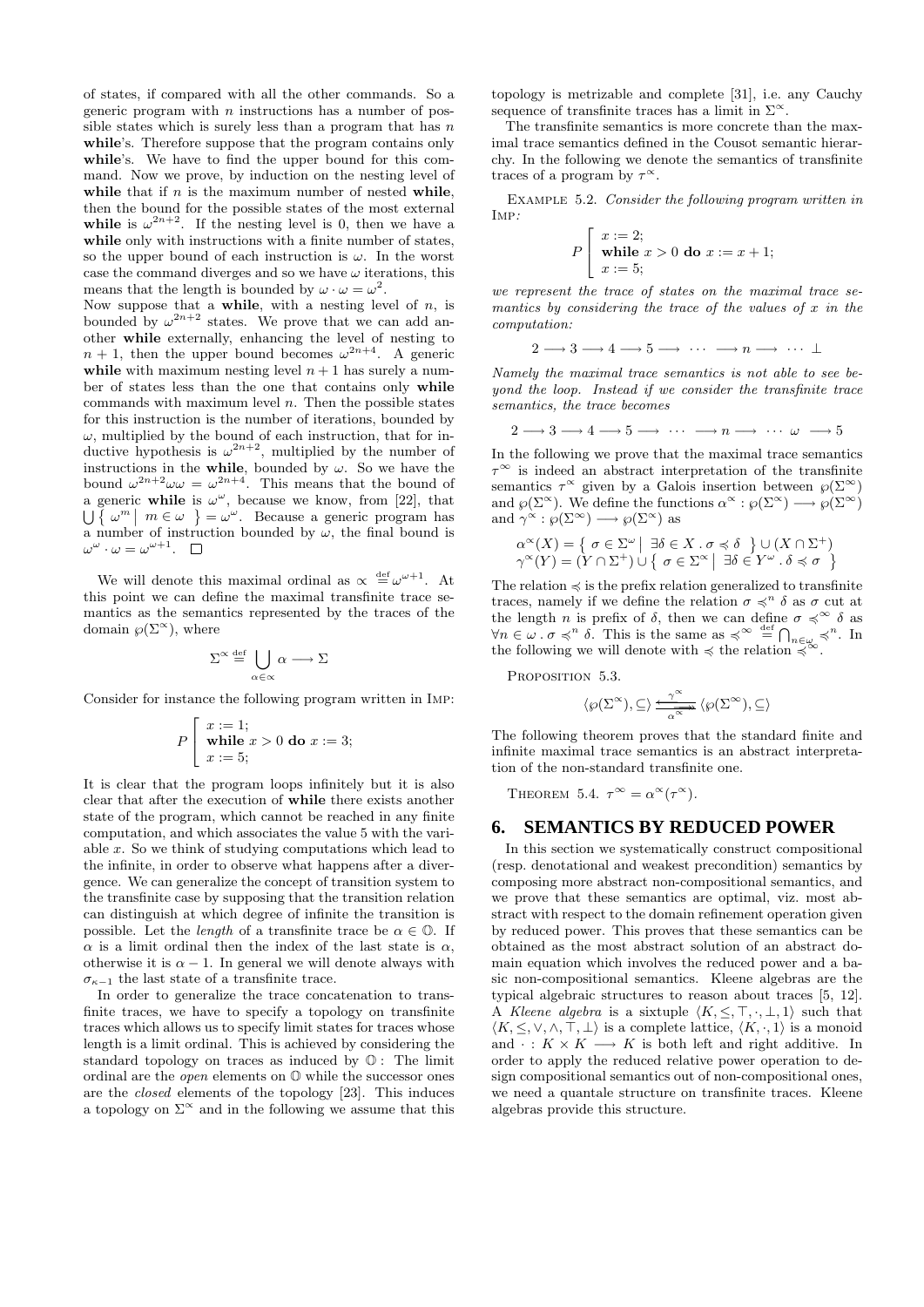of states, if compared with all the other commands. So a generic program with $n$ instructions has a number of possible states which is surely less than a program that has $n$ **while**'s. Therefore suppose that the program contains only **while**'s. We have to find the upper bound for this command. Now we prove, by induction on the nesting level of **while** that if $n$ is the maximum number of nested **while**, then the bound for the possible states of the most external **while** is $\omega^{2n+2}$. If the nesting level is 0, then we have a **while** only with instructions with a finite number of states, so the upper bound of each instruction is $\omega$. In the worst case the command diverges and so we have $\omega$ iterations, this means that the length is bounded by $\omega \cdot \omega = \omega^2$.
Now suppose that a **while**, with a nesting level of $n$, is bounded by $\omega^{2n+2}$ states. We prove that we can add another **while** externally, enhancing the level of nesting to $n+1$, then the upper bound becomes $\omega^{2n+4}$. A generic **while** with maximum nesting level $n+1$ has surely a number of states less than the one that contains only **while** commands with maximum level $n$. Then the possible states for this instruction is the number of iterations, bounded by $\omega$, multiplied by the bound of each instruction, that for inductive hypothesis is $\omega^{2n+2}$, multiplied by the number of instructions in the **while**, bounded by $\omega$. So we have the bound $\omega^{2n+2}\omega\omega = \omega^{2n+4}$. This means that the bound of a generic **while** is $\omega^{\omega}$, because we know, from [22], that $\bigcup \{\, \omega^m \mid m \in \omega \,\} = \omega^{\omega}$. Because a generic program has a number of instruction bounded by $\omega$, the final bound is $\omega^{\omega} \cdot \omega = \omega^{\omega+1}$. $\square$

We will denote this maximal ordinal as $\propto \stackrel{\text{def}}{=} \omega^{\omega+1}$. At this point we can define the maximal transfinite trace semantics as the semantics represented by the traces of the domain $\wp(\Sigma^{\propto})$, where

$$\Sigma^{\propto} \stackrel{\text{def}}{=} \bigcup_{\alpha \in \propto} \alpha \longrightarrow \Sigma$$

Consider for instance the following program written in Imp:

$$P \left[ \begin{array}{l} x := 1; \\ \textbf{while } x > 0 \textbf{ do } x := 3; \\ x := 5; \end{array} \right.$$

It is clear that the program loops infinitely but it is also clear that after the execution of **while** there exists another state of the program, which cannot be reached in any finite computation, and which associates the value 5 with the variable $x$. So we think of studying computations which lead to the infinite, in order to observe what happens after a divergence. We can generalize the concept of transition system to the transfinite case by supposing that the transition relation can distinguish at which degree of infinite the transition is possible. Let the *length* of a transfinite trace be $\alpha \in \mathbb{O}$. If $\alpha$ is a limit ordinal then the index of the last state is $\alpha$, otherwise it is $\alpha - 1$. In general we will denote always with $\sigma_{\kappa-1}$ the last state of a transfinite trace.

In order to generalize the trace concatenation to transfinite traces, we have to specify a topology on transfinite traces which allows us to specify limit states for traces whose length is a limit ordinal. This is achieved by considering the standard topology on traces as induced by $\mathbb{O}$: The limit ordinal are the *open* elements on $\mathbb{O}$ while the successor ones are the *closed* elements of the topology [23]. This induces a topology on $\Sigma^{\propto}$ and in the following we assume that this topology is metrizable and complete [31], i.e. any Cauchy sequence of transfinite traces has a limit in $\Sigma^{\propto}$.

The transfinite semantics is more concrete than the maximal trace semantics defined in the Cousot semantic hierarchy. In the following we denote the semantics of transfinite traces of a program by $\tau^{\propto}$.

Example 5.2. *Consider the following program written in* Imp*:*

$$P \left[ \begin{array}{l} x := 2; \\ \textbf{while } x > 0 \textbf{ do } x := x + 1; \\ x := 5; \end{array} \right.$$

*we represent the trace of states on the maximal trace semantics by considering the trace of the values of $x$ in the computation:*

$$2 \longrightarrow 3 \longrightarrow 4 \longrightarrow 5 \longrightarrow \;\cdots\; \longrightarrow n \longrightarrow \;\cdots\; \bot$$

*Namely the maximal trace semantics is not able to see beyond the loop. Instead if we consider the transfinite trace semantics, the trace becomes*

$$2 \longrightarrow 3 \longrightarrow 4 \longrightarrow 5 \longrightarrow \;\cdots\; \longrightarrow n \longrightarrow \;\cdots\; \omega \;\longrightarrow 5$$

In the following we prove that the maximal trace semantics $\tau^{\infty}$ is indeed an abstract interpretation of the transfinite semantics $\tau^{\propto}$ given by a Galois insertion between $\wp(\Sigma^{\infty})$ and $\wp(\Sigma^{\propto})$. We define the functions $\alpha^{\propto} : \wp(\Sigma^{\propto}) \longrightarrow \wp(\Sigma^{\infty})$ and $\gamma^{\propto} : \wp(\Sigma^{\infty}) \longrightarrow \wp(\Sigma^{\propto})$ as

$$\begin{aligned} \alpha^{\propto}(X) &= \{\, \sigma \in \Sigma^{\omega} \mid \exists \delta \in X \,.\, \sigma \preccurlyeq \delta \,\} \cup (X \cap \Sigma^{+}) \\ \gamma^{\propto}(Y) &= (Y \cap \Sigma^{+}) \cup \{\, \sigma \in \Sigma^{\propto} \mid \exists \delta \in Y^{\omega} \,.\, \delta \preccurlyeq \sigma \,\} \end{aligned}$$

The relation $\preccurlyeq$ is the prefix relation generalized to transfinite traces, namely if we define the relation $\sigma \preccurlyeq^{n} \delta$ as $\sigma$ cut at the length $n$ is prefix of $\delta$, then we can define $\sigma \preccurlyeq^{\infty} \delta$ as $\forall n \in \omega \,.\, \sigma \preccurlyeq^{n} \delta$. This is the same as $\preccurlyeq^{\infty} \stackrel{\text{def}}{=} \bigcap_{n \in \omega} \preccurlyeq^{n}$. In the following we will denote with $\preccurlyeq$ the relation $\preccurlyeq^{\infty}$.

Proposition 5.3.

$$\langle \wp(\Sigma^{\propto}), \subseteq \rangle \underset{\alpha^{\propto}}{\overset{\gamma^{\propto}}{\leftrightarrows}} \langle \wp(\Sigma^{\infty}), \subseteq \rangle$$

The following theorem proves that the standard finite and infinite maximal trace semantics is an abstract interpretation of the non-standard transfinite one.

Theorem 5.4. $\tau^{\infty} = \alpha^{\propto}(\tau^{\propto})$.

## 6. SEMANTICS BY REDUCED POWER

In this section we systematically construct compositional (resp. denotational and weakest precondition) semantics by composing more abstract non-compositional semantics, and we prove that these semantics are optimal, viz. most abstract with respect to the domain refinement operation given by reduced power. This proves that these semantics can be obtained as the most abstract solution of an abstract domain equation which involves the reduced power and a basic non-compositional semantics. Kleene algebras are the typical algebraic structures to reason about traces [5, 12]. A *Kleene algebra* is a sixtuple $\langle K, \leq, \top, \cdot, \bot, 1 \rangle$ such that $\langle K, \leq, \vee, \wedge, \top, \bot \rangle$ is a complete lattice, $\langle K, \cdot, 1 \rangle$ is a monoid and $\cdot : K \times K \longrightarrow K$ is both left and right additive. In order to apply the reduced relative power operation to design compositional semantics out of non-compositional ones, we need a quantale structure on transfinite traces. Kleene algebras provide this structure.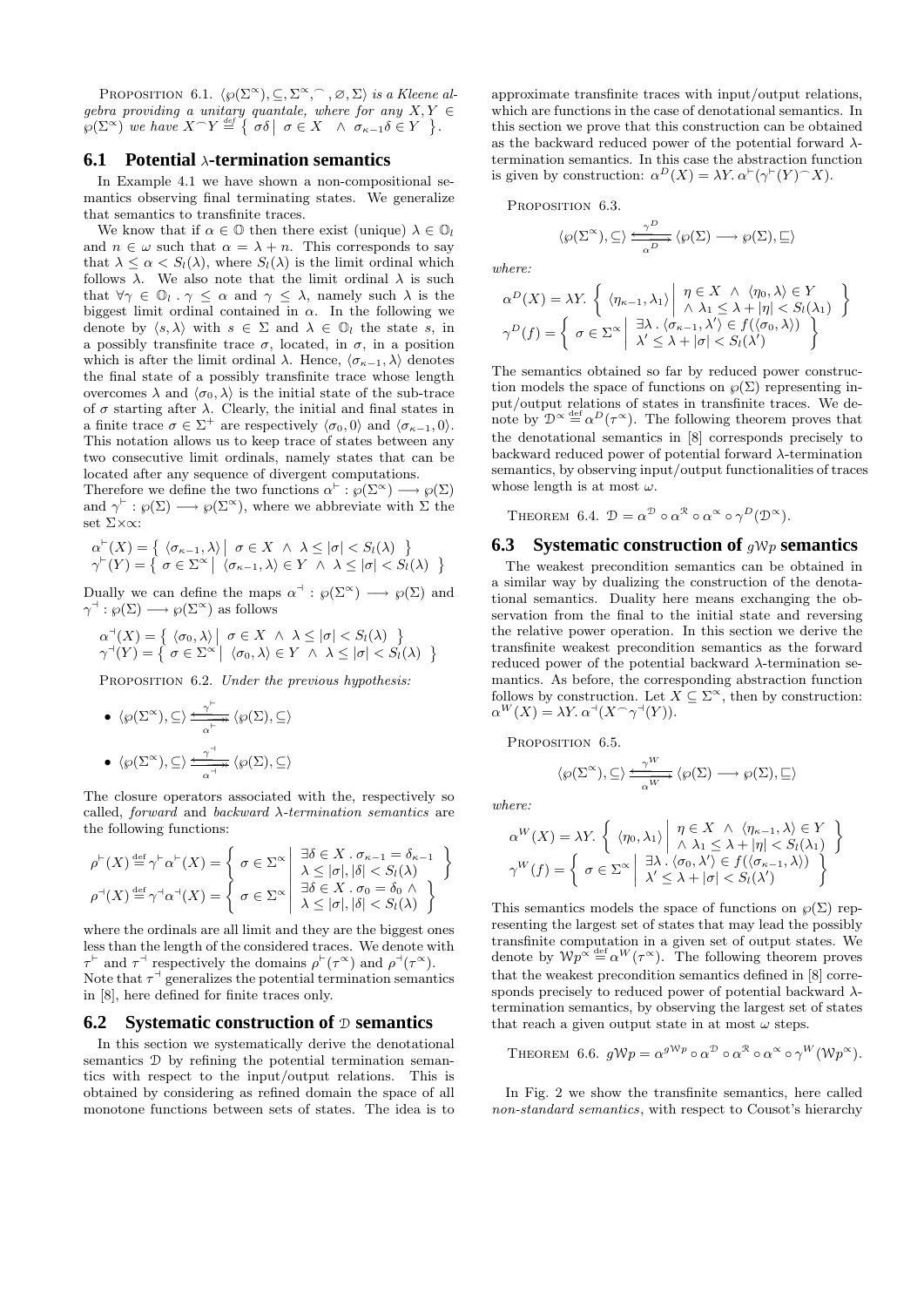PROPOSITION 6.1. $\langle\wp(\Sigma^\infty), \subseteq, \Sigma^\infty, ^\frown, \varnothing, \Sigma\rangle$ *is a Kleene algebra providing a unitary quantale, where for any* $X, Y \in \wp(\Sigma^\infty)$ *we have* $X^\frown Y \stackrel{\text{def}}{=} \left\{ \sigma\delta \;\middle|\; \sigma \in X \;\wedge\; \sigma_{\kappa-1}\delta \in Y \right\}$.

### 6.1 Potential $\lambda$-termination semantics

In Example 4.1 we have shown a non-compositional semantics observing final terminating states. We generalize that semantics to transfinite traces.

We know that if $\alpha \in \mathbb{O}$ then there exist (unique) $\lambda \in \mathbb{O}_l$ and $n \in \omega$ such that $\alpha = \lambda + n$. This corresponds to say that $\lambda \leq \alpha < S_l(\lambda)$, where $S_l(\lambda)$ is the limit ordinal which follows $\lambda$. We also note that the limit ordinal $\lambda$ is such that $\forall \gamma \in \mathbb{O}_l \,.\, \gamma \leq \alpha$ and $\gamma \leq \lambda$, namely such $\lambda$ is the biggest limit ordinal contained in $\alpha$. In the following we denote by $\langle s, \lambda\rangle$ with $s \in \Sigma$ and $\lambda \in \mathbb{O}_l$ the state $s$, in a possibly transfinite trace $\sigma$, located, in $\sigma$, in a position which is after the limit ordinal $\lambda$. Hence, $\langle\sigma_{\kappa-1}, \lambda\rangle$ denotes the final state of a possibly transfinite trace whose length overcomes $\lambda$ and $\langle\sigma_0, \lambda\rangle$ is the initial state of the sub-trace of $\sigma$ starting after $\lambda$. Clearly, the initial and final states in a finite trace $\sigma \in \Sigma^+$ are respectively $\langle\sigma_0, 0\rangle$ and $\langle\sigma_{\kappa-1}, 0\rangle$. This notation allows us to keep trace of states between any two consecutive limit ordinals, namely states that can be located after any sequence of divergent computations.

Therefore we define the two functions $\alpha^\vdash : \wp(\Sigma^\infty) \longrightarrow \wp(\Sigma)$ and $\gamma^\vdash : \wp(\Sigma) \longrightarrow \wp(\Sigma^\infty)$, where we abbreviate with $\Sigma$ the set $\Sigma \times \infty$:

$$
\begin{aligned}
\alpha^\vdash(X) &= \left\{ \langle\sigma_{\kappa-1}, \lambda\rangle \;\middle|\; \sigma \in X \;\wedge\; \lambda \leq |\sigma| < S_l(\lambda) \right\}\\
\gamma^\vdash(Y) &= \left\{ \sigma \in \Sigma^\infty \;\middle|\; \langle\sigma_{\kappa-1}, \lambda\rangle \in Y \;\wedge\; \lambda \leq |\sigma| < S_l(\lambda) \right\}
\end{aligned}
$$

Dually we can define the maps $\alpha^\dashv : \wp(\Sigma^\infty) \longrightarrow \wp(\Sigma)$ and $\gamma^\dashv : \wp(\Sigma) \longrightarrow \wp(\Sigma^\infty)$ as follows

$$
\begin{aligned}
\alpha^\dashv(X) &= \left\{ \langle\sigma_0, \lambda\rangle \;\middle|\; \sigma \in X \;\wedge\; \lambda \leq |\sigma| < S_l(\lambda) \right\}\\
\gamma^\dashv(Y) &= \left\{ \sigma \in \Sigma^\infty \;\middle|\; \langle\sigma_0, \lambda\rangle \in Y \;\wedge\; \lambda \leq |\sigma| < S_l(\lambda) \right\}
\end{aligned}
$$

PROPOSITION 6.2. *Under the previous hypothesis:*

- $\langle\wp(\Sigma^\infty), \subseteq\rangle \underset{\alpha^\vdash}{\overset{\gamma^\vdash}{\longleftarrow\!\!\!\!\twoheadrightarrow}} \langle\wp(\Sigma), \subseteq\rangle$
- $\langle\wp(\Sigma^\infty), \subseteq\rangle \underset{\alpha^\dashv}{\overset{\gamma^\dashv}{\longleftarrow\!\!\!\!\twoheadrightarrow}} \langle\wp(\Sigma), \subseteq\rangle$

The closure operators associated with the, respectively so called, *forward* and *backward* $\lambda$*-termination semantics* are the following functions:

$$
\begin{aligned}
\rho^\vdash(X) &\stackrel{\text{def}}{=} \gamma^\vdash\alpha^\vdash(X) = \left\{ \sigma \in \Sigma^\infty \;\middle|\; \begin{array}{l} \exists\delta \in X \,.\, \sigma_{\kappa-1} = \delta_{\kappa-1} \\ \lambda \leq |\sigma|, |\delta| < S_l(\lambda) \end{array} \right\}\\
\rho^\dashv(X) &\stackrel{\text{def}}{=} \gamma^\dashv\alpha^\dashv(X) = \left\{ \sigma \in \Sigma^\infty \;\middle|\; \begin{array}{l} \exists\delta \in X \,.\, \sigma_0 = \delta_0 \;\wedge \\ \lambda \leq |\sigma|, |\delta| < S_l(\lambda) \end{array} \right\}
\end{aligned}
$$

where the ordinals are all limit and they are the biggest ones less than the length of the considered traces. We denote with $\tau^\vdash$ and $\tau^\dashv$ respectively the domains $\rho^\vdash(\tau^\infty)$ and $\rho^\dashv(\tau^\infty)$. Note that $\tau^\dashv$ generalizes the potential termination semantics in [8], here defined for finite traces only.

### 6.2 Systematic construction of $\mathcal{D}$ semantics

In this section we systematically derive the denotational semantics $\mathcal{D}$ by refining the potential termination semantics with respect to the input/output relations. This is obtained by considering as refined domain the space of all monotone functions between sets of states. The idea is to approximate transfinite traces with input/output relations, which are functions in the case of denotational semantics. In this section we prove that this construction can be obtained as the backward reduced power of the potential forward $\lambda$-termination semantics. In this case the abstraction function is given by construction: $\alpha^D(X) = \lambda Y.\, \alpha^\vdash(\gamma^\vdash(Y)^\frown X)$.

PROPOSITION 6.3.

$$
\langle\wp(\Sigma^\infty), \subseteq\rangle \underset{\alpha^D}{\overset{\gamma^D}{\longleftarrow\!\!\!\!\twoheadrightarrow}} \langle\wp(\Sigma) \longrightarrow \wp(\Sigma), \sqsubseteq\rangle
$$

*where:*

$$
\begin{aligned}
\alpha^D(X) &= \lambda Y. \left\{ \langle\eta_{\kappa-1}, \lambda_1\rangle \;\middle|\; \begin{array}{l} \eta \in X \;\wedge\; \langle\eta_0, \lambda\rangle \in Y \\ \wedge\; \lambda_1 \leq \lambda + |\eta| < S_l(\lambda_1) \end{array} \right\}\\
\gamma^D(f) &= \left\{ \sigma \in \Sigma^\infty \;\middle|\; \begin{array}{l} \exists\lambda \,.\, \langle\sigma_{\kappa-1}, \lambda'\rangle \in f(\langle\sigma_0, \lambda\rangle) \\ \lambda' \leq \lambda + |\sigma| < S_l(\lambda') \end{array} \right\}
\end{aligned}
$$

The semantics obtained so far by reduced power construction models the space of functions on $\wp(\Sigma)$ representing input/output relations of states in transfinite traces. We denote by $\mathcal{D}^\infty \stackrel{\text{def}}{=} \alpha^D(\tau^\infty)$. The following theorem proves that the denotational semantics in [8] corresponds precisely to backward reduced power of potential forward $\lambda$-termination semantics, by observing input/output functionalities of traces whose length is at most $\omega$.

THEOREM 6.4. $\mathcal{D} = \alpha^{\mathcal{D}} \circ \alpha^{\mathcal{R}} \circ \alpha^\infty \circ \gamma^D(\mathcal{D}^\infty)$.

### 6.3 Systematic construction of $g\mathcal{W}p$ semantics

The weakest precondition semantics can be obtained in a similar way by dualizing the construction of the denotational semantics. Duality here means exchanging the observation from the final to the initial state and reversing the relative power operation. In this section we derive the transfinite weakest precondition semantics as the forward reduced power of the potential backward $\lambda$-termination semantics. As before, the corresponding abstraction function follows by construction. Let $X \subseteq \Sigma^\infty$, then by construction: $\alpha^W(X) = \lambda Y.\, \alpha^\dashv(X^\frown\gamma^\dashv(Y))$.

PROPOSITION 6.5.

$$
\langle\wp(\Sigma^\infty), \subseteq\rangle \underset{\alpha^W}{\overset{\gamma^W}{\longleftarrow\!\!\!\!\twoheadrightarrow}} \langle\wp(\Sigma) \longrightarrow \wp(\Sigma), \sqsubseteq\rangle
$$

*where:*

$$
\begin{aligned}
\alpha^W(X) &= \lambda Y. \left\{ \langle\eta_0, \lambda_1\rangle \;\middle|\; \begin{array}{l} \eta \in X \;\wedge\; \langle\eta_{\kappa-1}, \lambda\rangle \in Y \\ \wedge\; \lambda_1 \leq \lambda + |\eta| < S_l(\lambda_1) \end{array} \right\}\\
\gamma^W(f) &= \left\{ \sigma \in \Sigma^\infty \;\middle|\; \begin{array}{l} \exists\lambda \,.\, \langle\sigma_0, \lambda'\rangle \in f(\langle\sigma_{\kappa-1}, \lambda\rangle) \\ \lambda' \leq \lambda + |\sigma| < S_l(\lambda') \end{array} \right\}
\end{aligned}
$$

This semantics models the space of functions on $\wp(\Sigma)$ representing the largest set of states that may lead the possibly transfinite computation in a given set of output states. We denote by $\mathcal{W}p^\infty \stackrel{\text{def}}{=} \alpha^W(\tau^\infty)$. The following theorem proves that the weakest precondition semantics defined in [8] corresponds precisely to reduced power of potential backward $\lambda$-termination semantics, by observing the largest set of states that reach a given output state in at most $\omega$ steps.

THEOREM 6.6. $g\mathcal{W}p = \alpha^{g\mathcal{W}p} \circ \alpha^{\mathcal{D}} \circ \alpha^{\mathcal{R}} \circ \alpha^\infty \circ \gamma^W(\mathcal{W}p^\infty)$.

In Fig. 2 we show the transfinite semantics, here called *non-standard semantics*, with respect to Cousot's hierarchy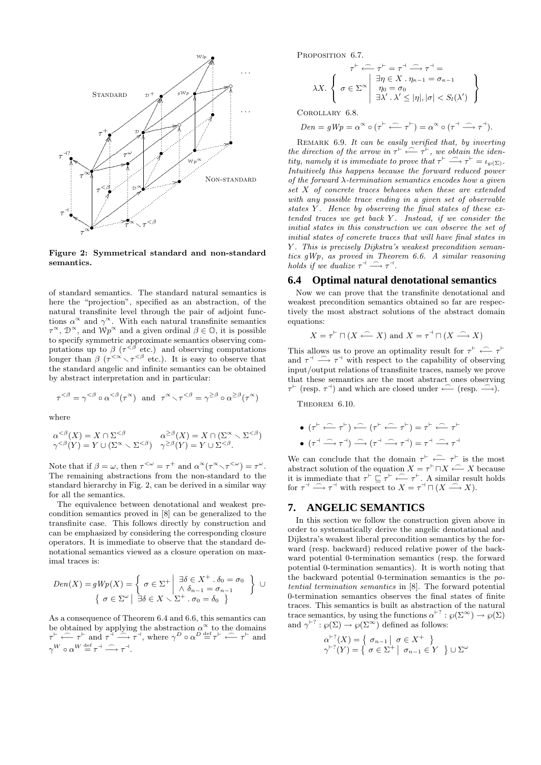Figure 2: Symmetrical standard and non-standard semantics.

of standard semantics. The standard natural semantics is here the "projection", specified as an abstraction, of the natural transfinite level through the pair of adjoint functions $\alpha^{\propto}$ and $\gamma^{\propto}$. With each natural transfinite semantics $\tau^{\propto}$, $\mathcal{D}^{\propto}$, and $\mathcal{W}p^{\propto}$ and a given ordinal $\beta \in \mathbb{O}$, it is possible to specify symmetric approximate semantics observing computations up to $\beta$ ($\tau^{<\beta}$ etc.) and observing computations longer than $\beta$ ($\tau^{\propto} \setminus \tau^{<\beta}$ etc.). It is easy to observe that the standard angelic and infinite semantics can be obtained by abstract interpretation and in particular:

$$\tau^{<\beta} = \gamma^{<\beta} \circ \alpha^{<\beta}(\tau^{\propto}) \text{ and } \tau^{\propto} \setminus \tau^{<\beta} = \gamma^{\geq\beta} \circ \alpha^{\geq\beta}(\tau^{\propto})$$

where

$$\begin{array}{ll} \alpha^{<\beta}(X) = X \cap \Sigma^{<\beta} & \alpha^{\geq\beta}(X) = X \cap (\Sigma^{\propto} \setminus \Sigma^{<\beta}) \\ \gamma^{<\beta}(Y) = Y \cup (\Sigma^{\propto} \setminus \Sigma^{<\beta}) & \gamma^{\geq\beta}(Y) = Y \cup \Sigma^{<\beta}. \end{array}$$

Note that if $\beta = \omega$, then $\tau^{<\omega} = \tau^{+}$ and $\alpha^{\propto}(\tau^{\propto} \setminus \tau^{<\omega}) = \tau^{\omega}$. The remaining abstractions from the non-standard to the standard hierarchy in Fig. 2, can be derived in a similar way for all the semantics.

The equivalence between denotational and weakest precondition semantics proved in [8] can be generalized to the transfinite case. This follows directly by construction and can be emphasized by considering the corresponding closure operators. It is immediate to observe that the standard denotational semantics viewed as a closure operation on maximal traces is:

$$Den(X) = gWp(X) = \left\{ \sigma \in \Sigma^{+} \;\middle|\; \begin{array}{l} \exists \delta \in X^{+} . \delta_0 = \sigma_0 \\ \wedge\ \delta_{n-1} = \sigma_{n-1} \end{array} \right\} \cup \left\{ \sigma \in \Sigma^{\omega} \;\middle|\; \exists \delta \in X \setminus \Sigma^{+} . \sigma_0 = \delta_0 \right\}$$

As a consequence of Theorem 6.4 and 6.6, this semantics can be obtained by applying the abstraction $\alpha^{\propto}$ to the domains $\tau^{\vdash} \overset{\frown}{\longleftarrow} \tau^{\vdash}$ and $\tau^{\dashv} \overset{\frown}{\longrightarrow} \tau^{\dashv}$, where $\gamma^{D} \circ \alpha^{D} \stackrel{\text{def}}{=} \tau^{\vdash} \overset{\frown}{\longleftarrow} \tau^{\vdash}$ and $\gamma^{W} \circ \alpha^{W} \stackrel{\text{def}}{=} \tau^{\dashv} \overset{\frown}{\longrightarrow} \tau^{\dashv}$.

PROPOSITION 6.7.

$$\tau^{\vdash} \overset{\frown}{\longleftarrow} \tau^{\vdash} = \tau^{\dashv} \overset{\frown}{\longrightarrow} \tau^{\dashv} = \lambda X. \left\{ \sigma \in \Sigma^{\propto} \;\middle|\; \begin{array}{l} \exists \eta \in X . \eta_{\kappa-1} = \sigma_{\kappa-1} \\ \eta_0 = \sigma_0 \\ \exists \lambda' . \lambda' \leq |\eta|, |\sigma| < S_l(\lambda') \end{array} \right\}$$

COROLLARY 6.8.

$$Den = gWp = \alpha^{\propto} \circ (\tau^{\vdash} \overset{\frown}{\longleftarrow} \tau^{\vdash}) = \alpha^{\propto} \circ (\tau^{\dashv} \overset{\frown}{\longrightarrow} \tau^{\dashv}).$$

REMARK 6.9. *It can be easily verified that, by inverting the direction of the arrow in $\tau^{\vdash} \overset{\frown}{\longleftarrow} \tau^{\vdash}$, we obtain the identity, namely it is immediate to prove that $\tau^{\vdash} \overset{\frown}{\longrightarrow} \tau^{\vdash} = \iota_{\wp(\Sigma)}$. Intuitively this happens because the forward reduced power of the forward $\lambda$-termination semantics encodes how a given set $X$ of concrete traces behaves when these are extended with any possible trace ending in a given set of observable states $Y$. Hence by observing the final states of these extended traces we get back $Y$. Instead, if we consider the initial states in this construction we can observe the set of initial states of concrete traces that will have final states in $Y$. This is precisely Dijkstra's weakest precondition semantics $gWp$, as proved in Theorem 6.6. A similar reasoning holds if we dualize $\tau^{\dashv} \overset{\frown}{\longrightarrow} \tau^{\dashv}$.*

## 6.4 Optimal natural denotational semantics

Now we can prove that the transfinite denotational and weakest precondition semantics obtained so far are respectively the most abstract solutions of the abstract domain equations:

$$X = \tau^{\vdash} \sqcap (X \overset{\frown}{\longleftarrow} X) \text{ and } X = \tau^{\dashv} \sqcap (X \overset{\frown}{\longrightarrow} X)$$

This allows us to prove an optimality result for $\tau^{\vdash} \overset{\frown}{\longleftarrow} \tau^{\vdash}$ and $\tau^{\dashv} \overset{\frown}{\longrightarrow} \tau^{\dashv}$ with respect to the capability of observing input/output relations of transfinite traces, namely we prove that these semantics are the most abstract ones observing $\tau^{\vdash}$ (resp. $\tau^{\dashv}$) and which are closed under $\overset{\frown}{\longleftarrow}$ (resp. $\overset{\frown}{\longrightarrow}$).

THEOREM 6.10.

- $(\tau^{\vdash} \overset{\frown}{\longleftarrow} \tau^{\vdash}) \overset{\frown}{\longleftarrow} (\tau^{\vdash} \overset{\frown}{\longleftarrow} \tau^{\vdash}) = \tau^{\vdash} \overset{\frown}{\longleftarrow} \tau^{\vdash}$
- $(\tau^{\dashv} \overset{\frown}{\longrightarrow} \tau^{\dashv}) \overset{\frown}{\longrightarrow} (\tau^{\dashv} \overset{\frown}{\longrightarrow} \tau^{\dashv}) = \tau^{\dashv} \overset{\frown}{\longrightarrow} \tau^{\dashv}$

We can conclude that the domain $\tau^{\vdash} \overset{\frown}{\longleftarrow} \tau^{\vdash}$ is the most abstract solution of the equation $X = \tau^{\vdash} \sqcap X \overset{\frown}{\longleftarrow} X$ because it is immediate that $\tau^{\vdash} \sqsubseteq \tau^{\vdash} \overset{\frown}{\longleftarrow} \tau^{\vdash}$. A similar result holds for $\tau^{\dashv} \overset{\frown}{\longrightarrow} \tau^{\dashv}$ with respect to $X = \tau^{\dashv} \sqcap (X \overset{\frown}{\longrightarrow} X)$.

## 7. ANGELIC SEMANTICS

In this section we follow the construction given above in order to systematically derive the angelic denotational and Dijkstra's weakest liberal precondition semantics by the forward (resp. backward) reduced relative power of the backward potential 0-termination semantics (resp. the forward potential 0-termination semantics). It is worth noting that the backward potential 0-termination semantics is the *potential termination semantics* in [8]. The forward potential 0-termination semantics observes the final states of finite traces. This semantics is built as abstraction of the natural trace semantics, by using the functions $\alpha^{\vdash?} : \wp(\Sigma^{\propto}) \to \wp(\Sigma)$ and $\gamma^{\vdash?} : \wp(\Sigma) \to \wp(\Sigma^{\propto})$ defined as follows:

$$\begin{array}{l} \alpha^{\vdash?}(X) = \left\{ \sigma_{n-1} \;\middle|\; \sigma \in X^{+} \right\} \\ \gamma^{\vdash?}(Y) = \left\{ \sigma \in \Sigma^{+} \;\middle|\; \sigma_{n-1} \in Y \right\} \cup \Sigma^{\omega} \end{array}$$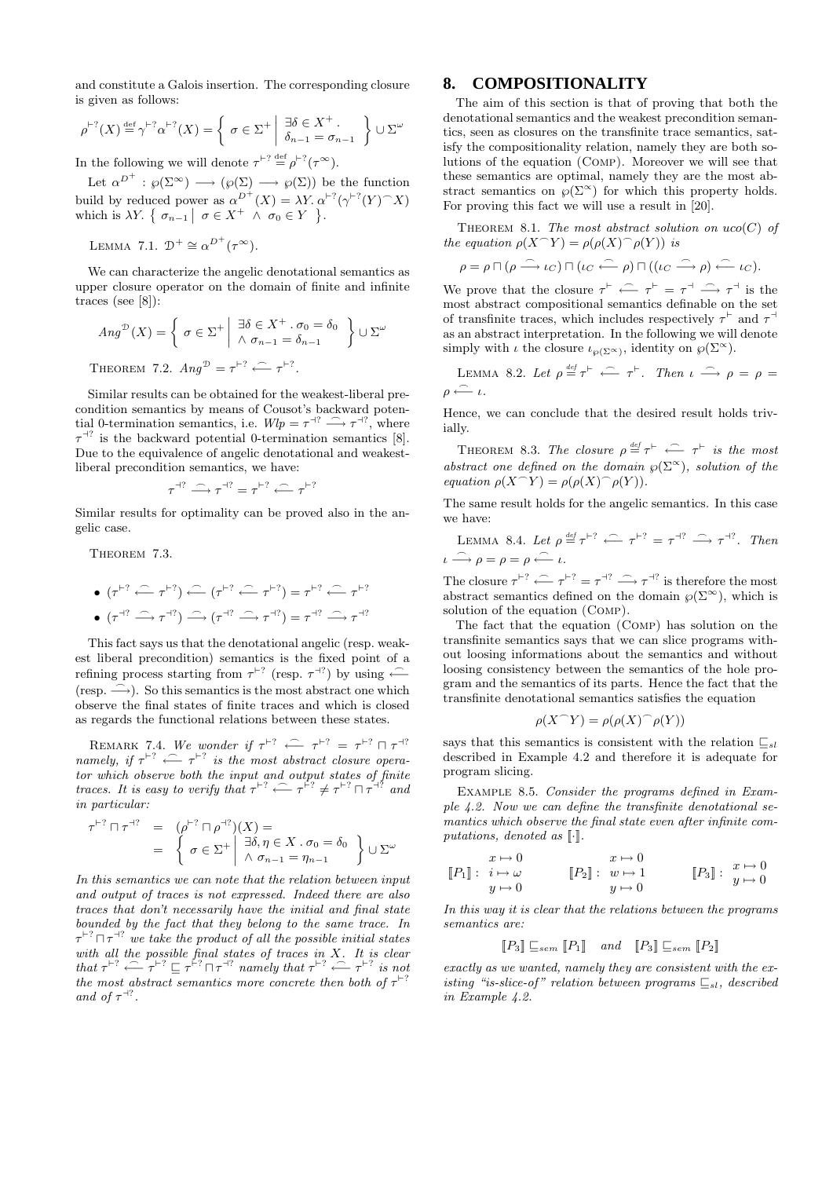and constitute a Galois insertion. The corresponding closure is given as follows:

$$\rho^{\vdash ?}(X) \stackrel{\text{def}}{=} \gamma^{\vdash ?}\alpha^{\vdash ?}(X) = \left\{ \sigma \in \Sigma^+ \;\middle|\; \begin{array}{l} \exists \delta \in X^+ . \\ \delta_{n-1} = \sigma_{n-1} \end{array} \right\} \cup \Sigma^\omega$$

In the following we will denote $\tau^{\vdash ?} \stackrel{\text{def}}{=} \rho^{\vdash ?}(\tau^\infty)$.

Let $\alpha^{D^+} : \wp(\Sigma^\infty) \longrightarrow (\wp(\Sigma) \longrightarrow \wp(\Sigma))$ be the function build by reduced power as $\alpha^{D^+}(X) = \lambda Y. \, \alpha^{\vdash ?}(\gamma^{\vdash ?}(Y)^\frown X)$ which is $\lambda Y. \left\{ \sigma_{n-1} \;\middle|\; \sigma \in X^+ \wedge \sigma_0 \in Y \right\}$.

LEMMA 7.1. *$\mathcal{D}^+ \cong \alpha^{D^+}(\tau^\infty)$.*

We can characterize the angelic denotational semantics as upper closure operator on the domain of finite and infinite traces (see [8]):

$$Ang^{\mathcal{D}}(X) = \left\{ \sigma \in \Sigma^+ \;\middle|\; \begin{array}{l} \exists \delta \in X^+ . \, \sigma_0 = \delta_0 \\ \wedge \, \sigma_{n-1} = \delta_{n-1} \end{array} \right\} \cup \Sigma^\omega$$

THEOREM 7.2. *$Ang^{\mathcal{D}} = \tau^{\vdash ?} \overset{\frown}{\longleftarrow} \tau^{\vdash ?}$.*

Similar results can be obtained for the weakest-liberal precondition semantics by means of Cousot's backward potential 0-termination semantics, i.e. $Wlp = \tau^{\dashv ?} \overset{\frown}{\longrightarrow} \tau^{\dashv ?}$, where $\tau^{\dashv ?}$ is the backward potential 0-termination semantics [8]. Due to the equivalence of angelic denotational and weakest-liberal precondition semantics, we have:

$$\tau^{\dashv ?} \overset{\frown}{\longrightarrow} \tau^{\dashv ?} = \tau^{\vdash ?} \overset{\frown}{\longleftarrow} \tau^{\vdash ?}$$

Similar results for optimality can be proved also in the angelic case.

THEOREM 7.3.

- $(\tau^{\vdash ?} \overset{\frown}{\longleftarrow} \tau^{\vdash ?}) \overset{\frown}{\longleftarrow} (\tau^{\vdash ?} \overset{\frown}{\longleftarrow} \tau^{\vdash ?}) = \tau^{\vdash ?} \overset{\frown}{\longleftarrow} \tau^{\vdash ?}$
- $(\tau^{\dashv ?} \overset{\frown}{\longrightarrow} \tau^{\dashv ?}) \overset{\frown}{\longrightarrow} (\tau^{\dashv ?} \overset{\frown}{\longrightarrow} \tau^{\dashv ?}) = \tau^{\dashv ?} \overset{\frown}{\longrightarrow} \tau^{\dashv ?}$

This fact says us that the denotational angelic (resp. weakest liberal precondition) semantics is the fixed point of a refining process starting from $\tau^{\vdash ?}$ (resp. $\tau^{\dashv ?}$) by using $\overset{\frown}{\longleftarrow}$ (resp. $\overset{\frown}{\longrightarrow}$). So this semantics is the most abstract one which observe the final states of finite traces and which is closed as regards the functional relations between these states.

REMARK 7.4. *We wonder if $\tau^{\vdash ?} \overset{\frown}{\longleftarrow} \tau^{\vdash ?} = \tau^{\vdash ?} \sqcap \tau^{\dashv ?}$ namely, if $\tau^{\vdash ?} \overset{\frown}{\longleftarrow} \tau^{\vdash ?}$ is the most abstract closure operator which observe both the input and output states of finite traces. It is easy to verify that $\tau^{\vdash ?} \overset{\frown}{\longleftarrow} \tau^{\vdash ?} \neq \tau^{\vdash ?} \sqcap \tau^{\dashv ?}$ and in particular:*

$$\begin{aligned} \tau^{\vdash ?} \sqcap \tau^{\dashv ?} &= (\rho^{\vdash ?} \sqcap \rho^{\dashv ?})(X) = \\ &= \left\{ \sigma \in \Sigma^+ \;\middle|\; \begin{array}{l} \exists \delta, \eta \in X . \, \sigma_0 = \delta_0 \\ \wedge \, \sigma_{n-1} = \eta_{n-1} \end{array} \right\} \cup \Sigma^\omega \end{aligned}$$

*In this semantics we can note that the relation between input and output of traces is not expressed. Indeed there are also traces that don't necessarily have the initial and final state bounded by the fact that they belong to the same trace. In $\tau^{\vdash ?} \sqcap \tau^{\dashv ?}$ we take the product of all the possible initial states with all the possible final states of traces in $X$. It is clear that $\tau^{\vdash ?} \overset{\frown}{\longleftarrow} \tau^{\vdash ?} \sqsubseteq \tau^{\vdash ?} \sqcap \tau^{\dashv ?}$ namely that $\tau^{\vdash ?} \overset{\frown}{\longleftarrow} \tau^{\vdash ?}$ is not the most abstract semantics more concrete then both of $\tau^{\vdash ?}$ and of $\tau^{\dashv ?}$.*

## 8. COMPOSITIONALITY

The aim of this section is that of proving that both the denotational semantics and the weakest precondition semantics, seen as closures on the transfinite trace semantics, satisfy the compositionality relation, namely they are both solutions of the equation (COMP). Moreover we will see that these semantics are optimal, namely they are the most abstract semantics on $\wp(\Sigma^\infty)$ for which this property holds. For proving this fact we will use a result in [20].

THEOREM 8.1. *The most abstract solution on $uco(C)$ of the equation $\rho(X^\frown Y) = \rho(\rho(X)^\frown \rho(Y))$ is*

$$\rho = \rho \sqcap (\rho \overset{\frown}{\longrightarrow} \iota_C) \sqcap (\iota_C \overset{\frown}{\longleftarrow} \rho) \sqcap ((\iota_C \overset{\frown}{\longrightarrow} \rho) \overset{\frown}{\longleftarrow} \iota_C).$$

We prove that the closure $\tau^{\vdash} \overset{\frown}{\longleftarrow} \tau^{\vdash} = \tau^{\dashv} \overset{\frown}{\longrightarrow} \tau^{\dashv}$ is the most abstract compositional semantics definable on the set of transfinite traces, which includes respectively $\tau^{\vdash}$ and $\tau^{\dashv}$ as an abstract interpretation. In the following we will denote simply with $\iota$ the closure $\iota_{\wp(\Sigma^\infty)}$, identity on $\wp(\Sigma^\infty)$.

LEMMA 8.2. *Let $\rho \stackrel{def}{=} \tau^{\vdash} \overset{\frown}{\longleftarrow} \tau^{\vdash}$. Then $\iota \overset{\frown}{\longrightarrow} \rho = \rho = \rho \overset{\frown}{\longleftarrow} \iota$.*

Hence, we can conclude that the desired result holds trivially.

THEOREM 8.3. *The closure $\rho \stackrel{def}{=} \tau^{\vdash} \overset{\frown}{\longleftarrow} \tau^{\vdash}$ is the most abstract one defined on the domain $\wp(\Sigma^\infty)$, solution of the equation $\rho(X^\frown Y) = \rho(\rho(X)^\frown \rho(Y))$.*

The same result holds for the angelic semantics. In this case we have:

LEMMA 8.4. *Let $\rho \stackrel{def}{=} \tau^{\vdash ?} \overset{\frown}{\longleftarrow} \tau^{\vdash ?} = \tau^{\dashv ?} \overset{\frown}{\longrightarrow} \tau^{\dashv ?}$. Then $\iota \overset{\frown}{\longrightarrow} \rho = \rho = \rho \overset{\frown}{\longleftarrow} \iota$.*

The closure $\tau^{\vdash ?} \overset{\frown}{\longleftarrow} \tau^{\vdash ?} = \tau^{\dashv ?} \overset{\frown}{\longrightarrow} \tau^{\dashv ?}$ is therefore the most abstract semantics defined on the domain $\wp(\Sigma^\infty)$, which is solution of the equation (COMP).

The fact that the equation (COMP) has solution on the transfinite semantics says that we can slice programs without loosing informations about the semantics and without loosing consistency between the semantics of the hole program and the semantics of its parts. Hence the fact that the transfinite denotational semantics satisfies the equation

$$\rho(X^\frown Y) = \rho(\rho(X)^\frown \rho(Y))$$

says that this semantics is consistent with the relation $\sqsubseteq_{sl}$ described in Example 4.2 and therefore it is adequate for program slicing.

EXAMPLE 8.5. *Consider the programs defined in Example 4.2. Now we can define the transfinite denotational semantics which observe the final state even after infinite computations, denoted as $[\![\cdot]\!]$.*

$$[\![P_1]\!] : \begin{array}{l} x \mapsto 0 \\ i \mapsto \omega \\ y \mapsto 0 \end{array} \qquad [\![P_2]\!] : \begin{array}{l} x \mapsto 0 \\ w \mapsto 1 \\ y \mapsto 0 \end{array} \qquad [\![P_3]\!] : \begin{array}{l} x \mapsto 0 \\ y \mapsto 0 \end{array}$$

*In this way it is clear that the relations between the programs semantics are:*

$$[\![P_3]\!] \sqsubseteq_{sem} [\![P_1]\!] \quad \text{and} \quad [\![P_3]\!] \sqsubseteq_{sem} [\![P_2]\!]$$

*exactly as we wanted, namely they are consistent with the existing "is-slice-of" relation between programs $\sqsubseteq_{sl}$, described in Example 4.2.*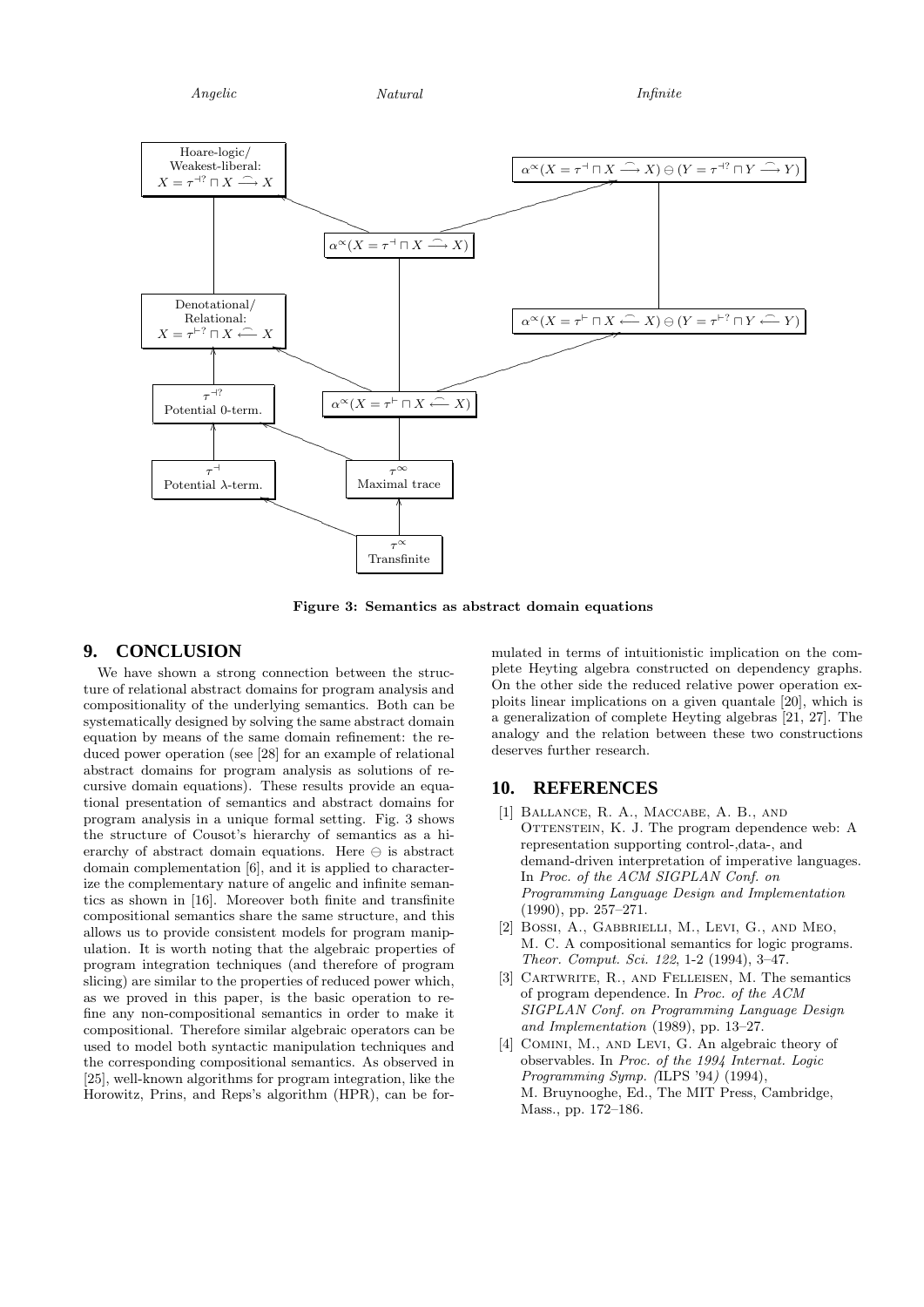Figure 3: Semantics as abstract domain equations

## 9. CONCLUSION

We have shown a strong connection between the structure of relational abstract domains for program analysis and compositionality of the underlying semantics. Both can be systematically designed by solving the same abstract domain equation by means of the same domain refinement: the reduced power operation (see [28] for an example of relational abstract domains for program analysis as solutions of recursive domain equations). These results provide an equational presentation of semantics and abstract domains for program analysis in a unique formal setting. Fig. 3 shows the structure of Cousot's hierarchy of semantics as a hierarchy of abstract domain equations. Here $\ominus$ is abstract domain complementation [6], and it is applied to characterize the complementary nature of angelic and infinite semantics as shown in [16]. Moreover both finite and transfinite compositional semantics share the same structure, and this allows us to provide consistent models for program manipulation. It is worth noting that the algebraic properties of program integration techniques (and therefore of program slicing) are similar to the properties of reduced power which, as we proved in this paper, is the basic operation to refine any non-compositional semantics in order to make it compositional. Therefore similar algebraic operators can be used to model both syntactic manipulation techniques and the corresponding compositional semantics. As observed in [25], well-known algorithms for program integration, like the Horowitz, Prins, and Reps's algorithm (HPR), can be formulated in terms of intuitionistic implication on the complete Heyting algebra constructed on dependency graphs. On the other side the reduced relative power operation exploits linear implications on a given quantale [20], which is a generalization of complete Heyting algebras [21, 27]. The analogy and the relation between these two constructions deserves further research.

## 10. REFERENCES

[1] Ballance, R. A., Maccabe, A. B., and Ottenstein, K. J. The program dependence web: A representation supporting control-,data-, and demand-driven interpretation of imperative languages. In *Proc. of the ACM SIGPLAN Conf. on Programming Language Design and Implementation* (1990), pp. 257–271.

[2] Bossi, A., Gabbrielli, M., Levi, G., and Meo, M. C. A compositional semantics for logic programs. *Theor. Comput. Sci. 122*, 1-2 (1994), 3–47.

[3] Cartwrite, R., and Felleisen, M. The semantics of program dependence. In *Proc. of the ACM SIGPLAN Conf. on Programming Language Design and Implementation* (1989), pp. 13–27.

[4] Comini, M., and Levi, G. An algebraic theory of observables. In *Proc. of the 1994 Internat. Logic Programming Symp. (*ILPS '94*)* (1994), M. Bruynooghe, Ed., The MIT Press, Cambridge, Mass., pp. 172–186.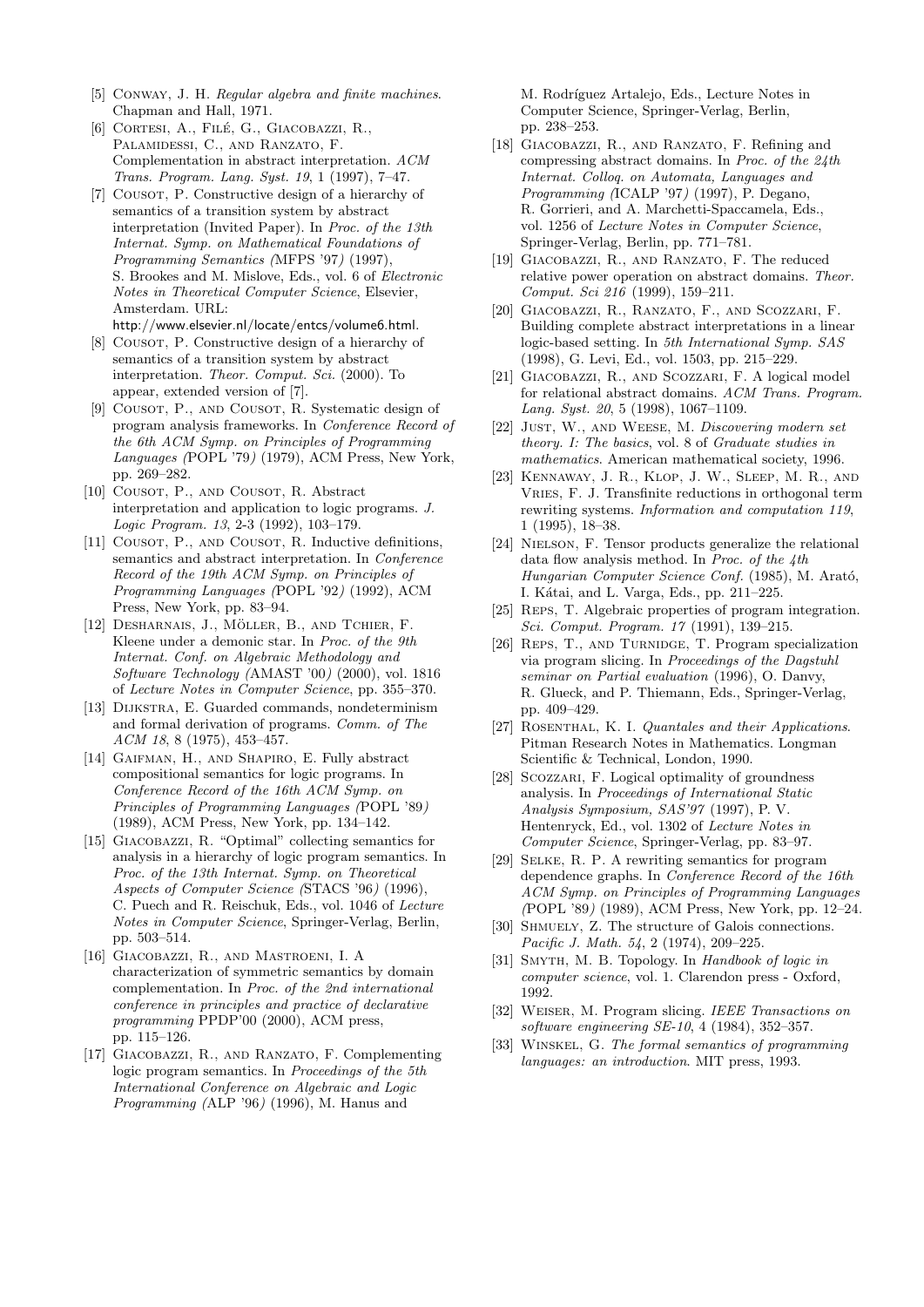[5] Conway, J. H. *Regular algebra and finite machines*. Chapman and Hall, 1971.

[6] Cortesi, A., Filé, G., Giacobazzi, R., Palamidessi, C., and Ranzato, F. Complementation in abstract interpretation. *ACM Trans. Program. Lang. Syst. 19*, 1 (1997), 7–47.

[7] Cousot, P. Constructive design of a hierarchy of semantics of a transition system by abstract interpretation (Invited Paper). In *Proc. of the 13th Internat. Symp. on Mathematical Foundations of Programming Semantics (*MFPS '97*)* (1997), S. Brookes and M. Mislove, Eds., vol. 6 of *Electronic Notes in Theoretical Computer Science*, Elsevier, Amsterdam. URL: http://www.elsevier.nl/locate/entcs/volume6.html.

[8] Cousot, P. Constructive design of a hierarchy of semantics of a transition system by abstract interpretation. *Theor. Comput. Sci.* (2000). To appear, extended version of [7].

[9] Cousot, P., and Cousot, R. Systematic design of program analysis frameworks. In *Conference Record of the 6th ACM Symp. on Principles of Programming Languages (*POPL '79*)* (1979), ACM Press, New York, pp. 269–282.

[10] Cousot, P., and Cousot, R. Abstract interpretation and application to logic programs. *J. Logic Program. 13*, 2-3 (1992), 103–179.

[11] Cousot, P., and Cousot, R. Inductive definitions, semantics and abstract interpretation. In *Conference Record of the 19th ACM Symp. on Principles of Programming Languages (*POPL '92*)* (1992), ACM Press, New York, pp. 83–94.

[12] Desharnais, J., Möller, B., and Tchier, F. Kleene under a demonic star. In *Proc. of the 9th Internat. Conf. on Algebraic Methodology and Software Technology (*AMAST '00*)* (2000), vol. 1816 of *Lecture Notes in Computer Science*, pp. 355–370.

[13] Dijkstra, E. Guarded commands, nondeterminism and formal derivation of programs. *Comm. of The ACM 18*, 8 (1975), 453–457.

[14] Gaifman, H., and Shapiro, E. Fully abstract compositional semantics for logic programs. In *Conference Record of the 16th ACM Symp. on Principles of Programming Languages (*POPL '89*)* (1989), ACM Press, New York, pp. 134–142.

[15] Giacobazzi, R. "Optimal" collecting semantics for analysis in a hierarchy of logic program semantics. In *Proc. of the 13th Internat. Symp. on Theoretical Aspects of Computer Science (*STACS '96*)* (1996), C. Puech and R. Reischuk, Eds., vol. 1046 of *Lecture Notes in Computer Science*, Springer-Verlag, Berlin, pp. 503–514.

[16] Giacobazzi, R., and Mastroeni, I. A characterization of symmetric semantics by domain complementation. In *Proc. of the 2nd international conference in principles and practice of declarative programming* PPDP'00 (2000), ACM press, pp. 115–126.

[17] Giacobazzi, R., and Ranzato, F. Complementing logic program semantics. In *Proceedings of the 5th International Conference on Algebraic and Logic Programming (*ALP '96*)* (1996), M. Hanus and M. Rodríguez Artalejo, Eds., Lecture Notes in Computer Science, Springer-Verlag, Berlin, pp. 238–253.

[18] Giacobazzi, R., and Ranzato, F. Refining and compressing abstract domains. In *Proc. of the 24th Internat. Colloq. on Automata, Languages and Programming (*ICALP '97*)* (1997), P. Degano, R. Gorrieri, and A. Marchetti-Spaccamela, Eds., vol. 1256 of *Lecture Notes in Computer Science*, Springer-Verlag, Berlin, pp. 771–781.

[19] Giacobazzi, R., and Ranzato, F. The reduced relative power operation on abstract domains. *Theor. Comput. Sci 216* (1999), 159–211.

[20] Giacobazzi, R., Ranzato, F., and Scozzari, F. Building complete abstract interpretations in a linear logic-based setting. In *5th International Symp. SAS* (1998), G. Levi, Ed., vol. 1503, pp. 215–229.

[21] Giacobazzi, R., and Scozzari, F. A logical model for relational abstract domains. *ACM Trans. Program. Lang. Syst. 20*, 5 (1998), 1067–1109.

[22] Just, W., and Weese, M. *Discovering modern set theory. I: The basics*, vol. 8 of *Graduate studies in mathematics*. American mathematical society, 1996.

[23] Kennaway, J. R., Klop, J. W., Sleep, M. R., and Vries, F. J. Transfinite reductions in orthogonal term rewriting systems. *Information and computation 119*, 1 (1995), 18–38.

[24] Nielson, F. Tensor products generalize the relational data flow analysis method. In *Proc. of the 4th Hungarian Computer Science Conf.* (1985), M. Arató, I. Kátai, and L. Varga, Eds., pp. 211–225.

[25] Reps, T. Algebraic properties of program integration. *Sci. Comput. Program. 17* (1991), 139–215.

[26] Reps, T., and Turnidge, T. Program specialization via program slicing. In *Proceedings of the Dagstuhl seminar on Partial evaluation* (1996), O. Danvy, R. Glueck, and P. Thiemann, Eds., Springer-Verlag, pp. 409–429.

[27] Rosenthal, K. I. *Quantales and their Applications*. Pitman Research Notes in Mathematics. Longman Scientific & Technical, London, 1990.

[28] Scozzari, F. Logical optimality of groundness analysis. In *Proceedings of International Static Analysis Symposium, SAS'97* (1997), P. V. Hentenryck, Ed., vol. 1302 of *Lecture Notes in Computer Science*, Springer-Verlag, pp. 83–97.

[29] Selke, R. P. A rewriting semantics for program dependence graphs. In *Conference Record of the 16th ACM Symp. on Principles of Programming Languages (*POPL '89*)* (1989), ACM Press, New York, pp. 12–24.

[30] Shmuely, Z. The structure of Galois connections. *Pacific J. Math. 54*, 2 (1974), 209–225.

[31] Smyth, M. B. Topology. In *Handbook of logic in computer science*, vol. 1. Clarendon press - Oxford, 1992.

[32] Weiser, M. Program slicing. *IEEE Transactions on software engineering SE-10*, 4 (1984), 352–357.

[33] Winskel, G. *The formal semantics of programming languages: an introduction*. MIT press, 1993.